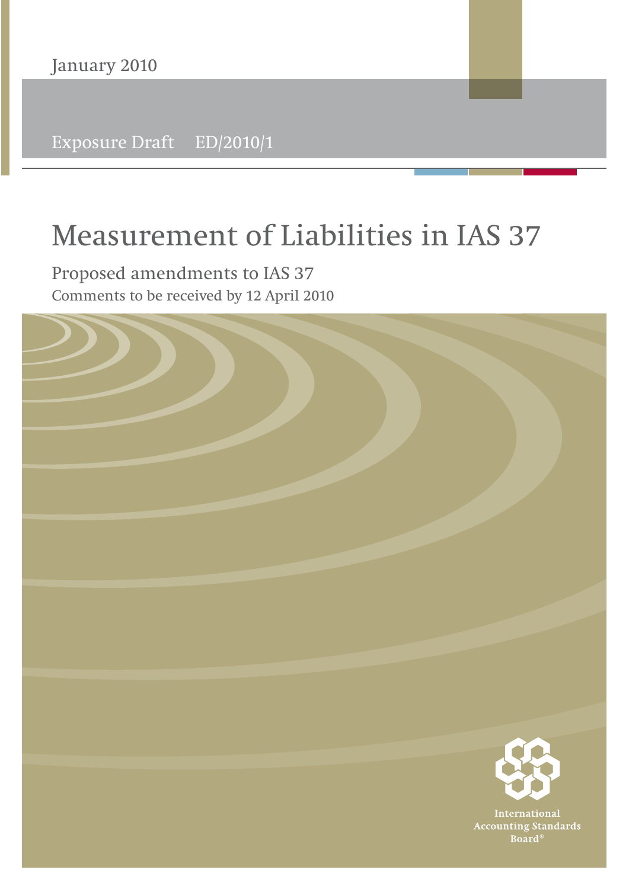January 2010

Exposure Draft ED/2010/1

# Measurement of Liabilities in IAS 37

## Proposed amendments to IAS 37

Comments to be received by 12 April 2010

International Accounting Standards Board®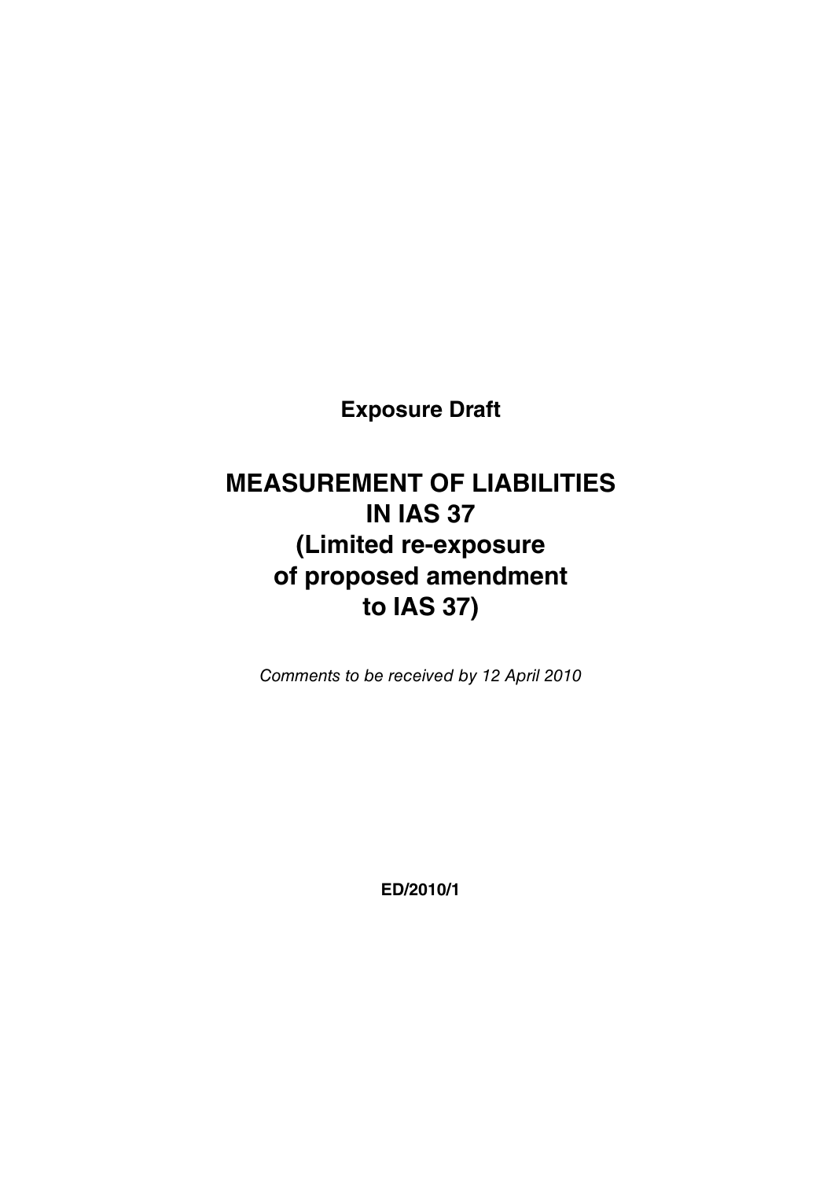**Exposure Draft**

# MEASUREMENT OF LIABILITIES IN IAS 37 (Limited re-exposure of proposed amendment to IAS 37)

*Comments to be received by 12 April 2010*

**ED/2010/1**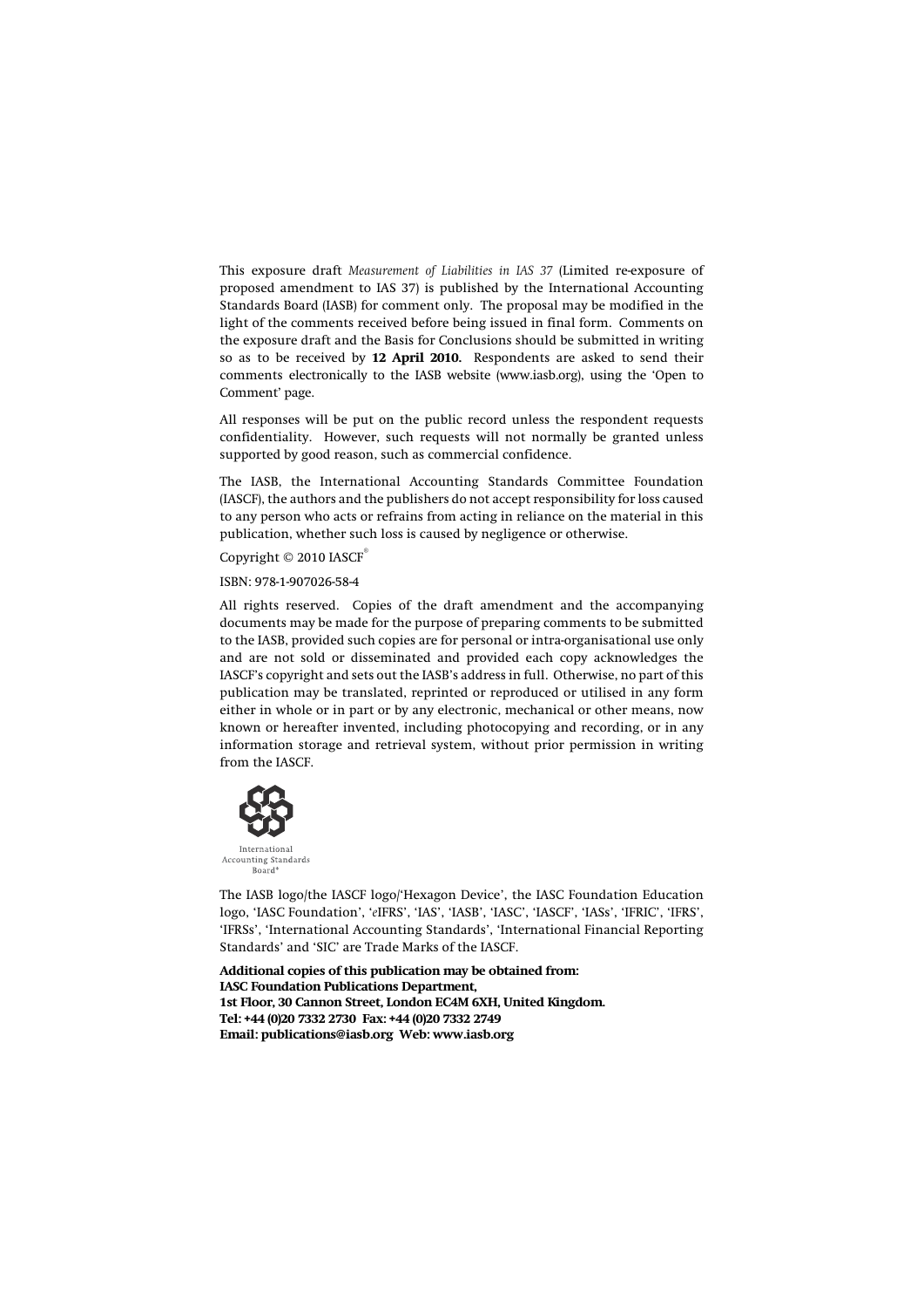This exposure draft *Measurement of Liabilities in IAS 37* (Limited re-exposure of proposed amendment to IAS 37) is published by the International Accounting Standards Board (IASB) for comment only. The proposal may be modified in the light of the comments received before being issued in final form. Comments on the exposure draft and the Basis for Conclusions should be submitted in writing so as to be received by **12 April 2010.** Respondents are asked to send their comments electronically to the IASB website (www.iasb.org), using the 'Open to Comment' page.

All responses will be put on the public record unless the respondent requests confidentiality. However, such requests will not normally be granted unless supported by good reason, such as commercial confidence.

The IASB, the International Accounting Standards Committee Foundation (IASCF), the authors and the publishers do not accept responsibility for loss caused to any person who acts or refrains from acting in reliance on the material in this publication, whether such loss is caused by negligence or otherwise.

Copyright © 2010 IASCF®

ISBN: 978-1-907026-58-4

All rights reserved. Copies of the draft amendment and the accompanying documents may be made for the purpose of preparing comments to be submitted to the IASB, provided such copies are for personal or intra-organisational use only and are not sold or disseminated and provided each copy acknowledges the IASCF's copyright and sets out the IASB's address in full. Otherwise, no part of this publication may be translated, reprinted or reproduced or utilised in any form either in whole or in part or by any electronic, mechanical or other means, now known or hereafter invented, including photocopying and recording, or in any information storage and retrieval system, without prior permission in writing from the IASCF.

International Accounting Standards Board®

The IASB logo/the IASCF logo/'Hexagon Device', the IASC Foundation Education logo, 'IASC Foundation', '*e*IFRS', 'IAS', 'IASB', 'IASC', 'IASCF', 'IASs', 'IFRIC', 'IFRS', 'IFRSs', 'International Accounting Standards', 'International Financial Reporting Standards' and 'SIC' are Trade Marks of the IASCF.

**Additional copies of this publication may be obtained from:**
**IASC Foundation Publications Department,**
**1st Floor, 30 Cannon Street, London EC4M 6XH, United Kingdom.**
**Tel: +44 (0)20 7332 2730 Fax: +44 (0)20 7332 2749**
**Email: publications@iasb.org Web: www.iasb.org**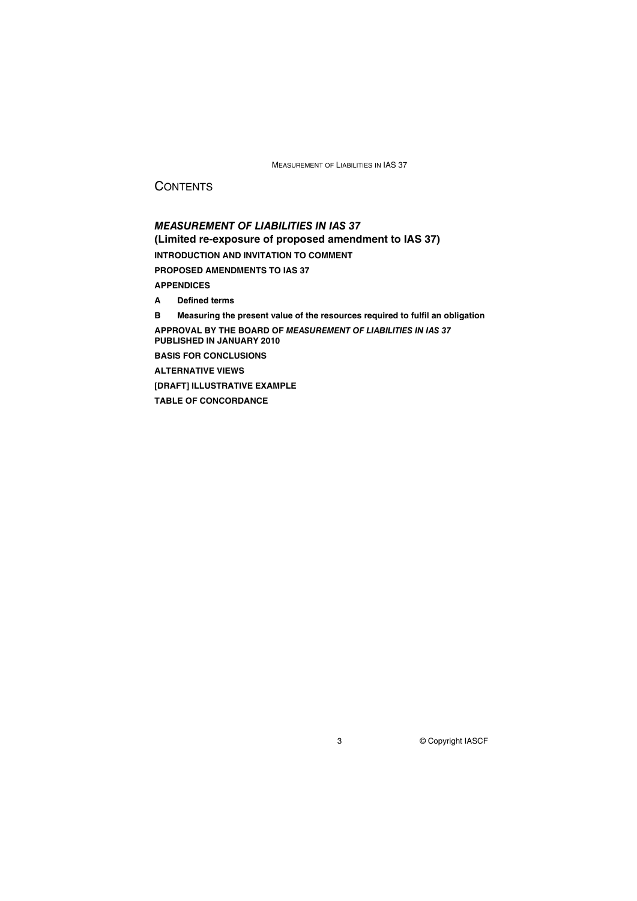# CONTENTS

***MEASUREMENT OF LIABILITIES IN IAS 37***
**(Limited re-exposure of proposed amendment to IAS 37)**

**INTRODUCTION AND INVITATION TO COMMENT**

**PROPOSED AMENDMENTS TO IAS 37**

**APPENDICES**

**A Defined terms**

**B Measuring the present value of the resources required to fulfil an obligation**

**APPROVAL BY THE BOARD OF *MEASUREMENT OF LIABILITIES IN IAS 37* PUBLISHED IN JANUARY 2010**

**BASIS FOR CONCLUSIONS**

**ALTERNATIVE VIEWS**

**[DRAFT] ILLUSTRATIVE EXAMPLE**

**TABLE OF CONCORDANCE**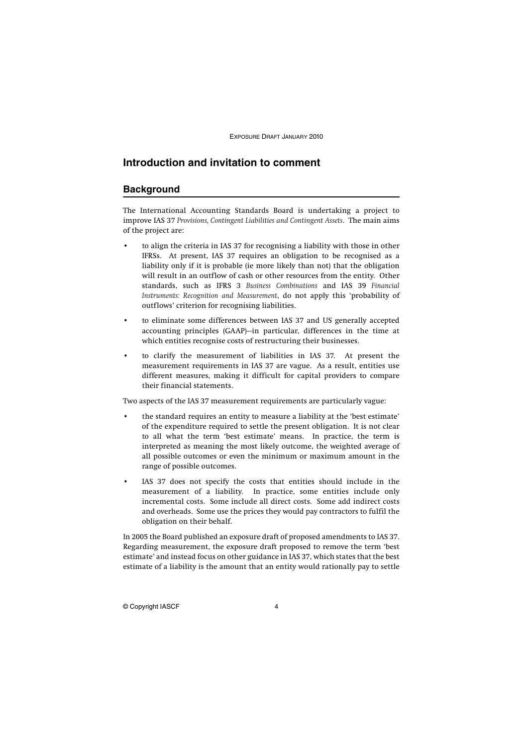# Introduction and invitation to comment

## Background

The International Accounting Standards Board is undertaking a project to improve IAS 37 *Provisions, Contingent Liabilities and Contingent Assets*. The main aims of the project are:

- to align the criteria in IAS 37 for recognising a liability with those in other IFRSs. At present, IAS 37 requires an obligation to be recognised as a liability only if it is probable (ie more likely than not) that the obligation will result in an outflow of cash or other resources from the entity. Other standards, such as IFRS 3 *Business Combinations* and IAS 39 *Financial Instruments: Recognition and Measurement*, do not apply this 'probability of outflows' criterion for recognising liabilities.
- to eliminate some differences between IAS 37 and US generally accepted accounting principles (GAAP)—in particular, differences in the time at which entities recognise costs of restructuring their businesses.
- to clarify the measurement of liabilities in IAS 37. At present the measurement requirements in IAS 37 are vague. As a result, entities use different measures, making it difficult for capital providers to compare their financial statements.

Two aspects of the IAS 37 measurement requirements are particularly vague:

- the standard requires an entity to measure a liability at the 'best estimate' of the expenditure required to settle the present obligation. It is not clear to all what the term 'best estimate' means. In practice, the term is interpreted as meaning the most likely outcome, the weighted average of all possible outcomes or even the minimum or maximum amount in the range of possible outcomes.
- IAS 37 does not specify the costs that entities should include in the measurement of a liability. In practice, some entities include only incremental costs. Some include all direct costs. Some add indirect costs and overheads. Some use the prices they would pay contractors to fulfil the obligation on their behalf.

In 2005 the Board published an exposure draft of proposed amendments to IAS 37. Regarding measurement, the exposure draft proposed to remove the term 'best estimate' and instead focus on other guidance in IAS 37, which states that the best estimate of a liability is the amount that an entity would rationally pay to settle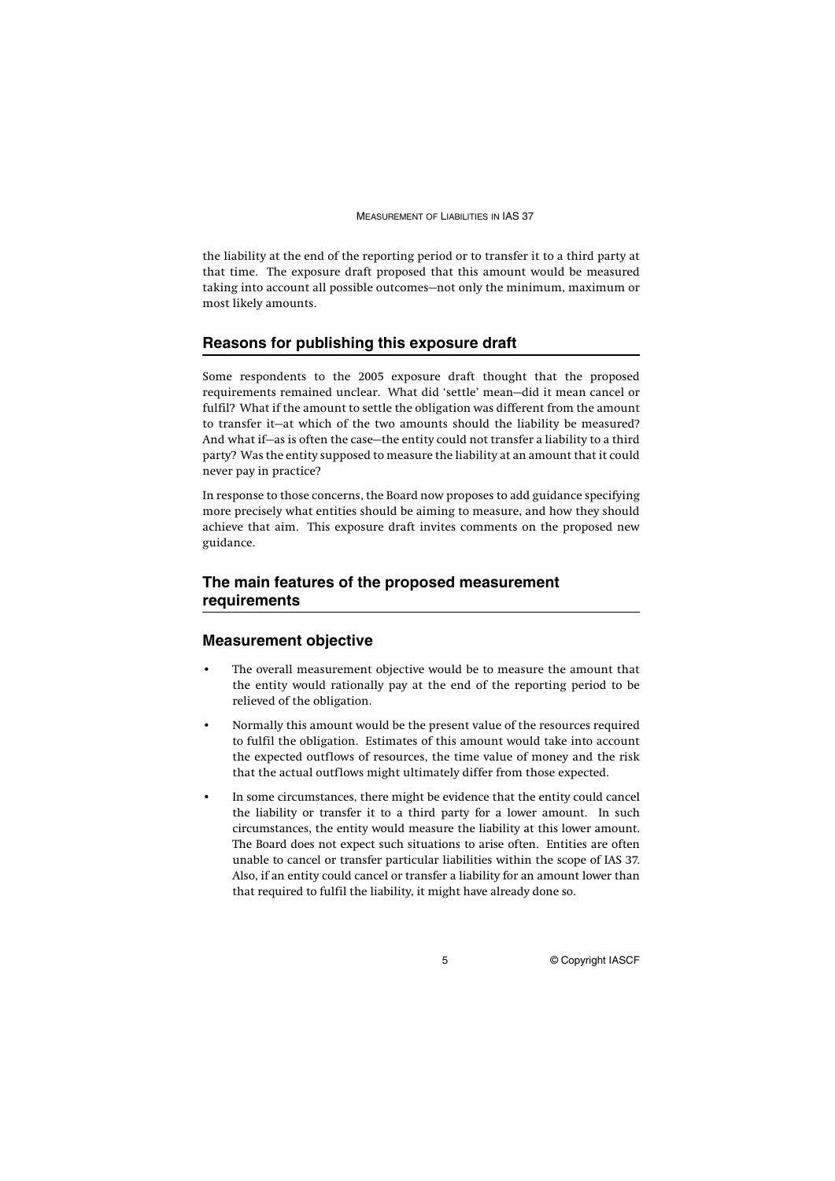the liability at the end of the reporting period or to transfer it to a third party at that time. The exposure draft proposed that this amount would be measured taking into account all possible outcomes—not only the minimum, maximum or most likely amounts.

## Reasons for publishing this exposure draft

Some respondents to the 2005 exposure draft thought that the proposed requirements remained unclear. What did 'settle' mean—did it mean cancel or fulfil? What if the amount to settle the obligation was different from the amount to transfer it—at which of the two amounts should the liability be measured? And what if—as is often the case—the entity could not transfer a liability to a third party? Was the entity supposed to measure the liability at an amount that it could never pay in practice?

In response to those concerns, the Board now proposes to add guidance specifying more precisely what entities should be aiming to measure, and how they should achieve that aim. This exposure draft invites comments on the proposed new guidance.

## The main features of the proposed measurement requirements

### Measurement objective

- The overall measurement objective would be to measure the amount that the entity would rationally pay at the end of the reporting period to be relieved of the obligation.
- Normally this amount would be the present value of the resources required to fulfil the obligation. Estimates of this amount would take into account the expected outflows of resources, the time value of money and the risk that the actual outflows might ultimately differ from those expected.
- In some circumstances, there might be evidence that the entity could cancel the liability or transfer it to a third party for a lower amount. In such circumstances, the entity would measure the liability at this lower amount. The Board does not expect such situations to arise often. Entities are often unable to cancel or transfer particular liabilities within the scope of IAS 37. Also, if an entity could cancel or transfer a liability for an amount lower than that required to fulfil the liability, it might have already done so.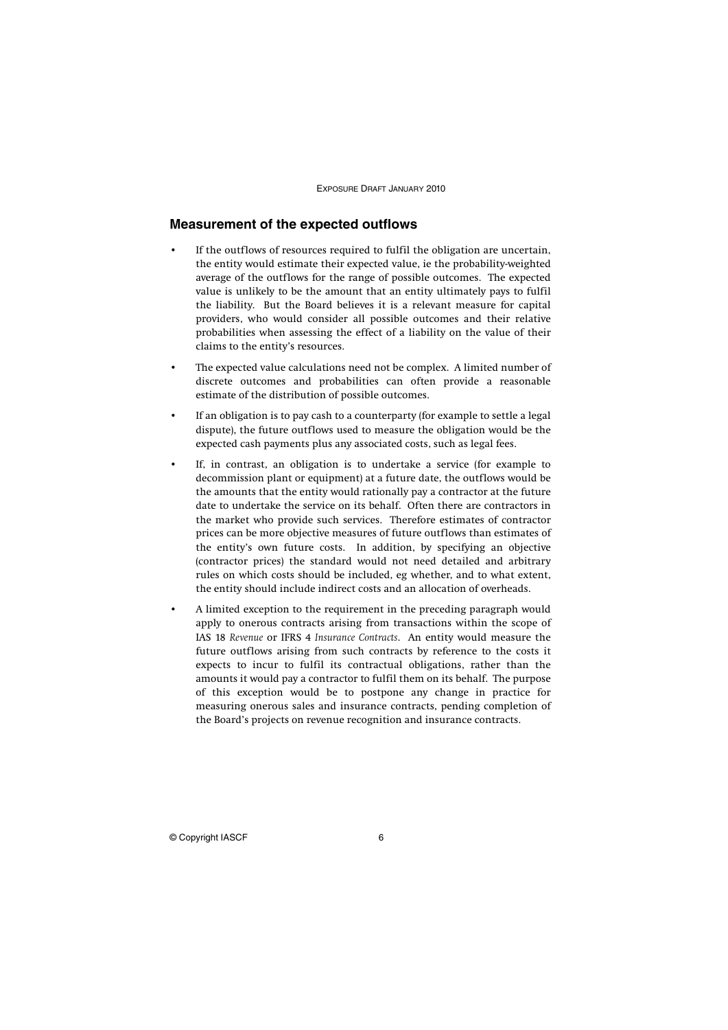## Measurement of the expected outflows

- If the outflows of resources required to fulfil the obligation are uncertain, the entity would estimate their expected value, ie the probability-weighted average of the outflows for the range of possible outcomes. The expected value is unlikely to be the amount that an entity ultimately pays to fulfil the liability. But the Board believes it is a relevant measure for capital providers, who would consider all possible outcomes and their relative probabilities when assessing the effect of a liability on the value of their claims to the entity's resources.
- The expected value calculations need not be complex. A limited number of discrete outcomes and probabilities can often provide a reasonable estimate of the distribution of possible outcomes.
- If an obligation is to pay cash to a counterparty (for example to settle a legal dispute), the future outflows used to measure the obligation would be the expected cash payments plus any associated costs, such as legal fees.
- If, in contrast, an obligation is to undertake a service (for example to decommission plant or equipment) at a future date, the outflows would be the amounts that the entity would rationally pay a contractor at the future date to undertake the service on its behalf. Often there are contractors in the market who provide such services. Therefore estimates of contractor prices can be more objective measures of future outflows than estimates of the entity's own future costs. In addition, by specifying an objective (contractor prices) the standard would not need detailed and arbitrary rules on which costs should be included, eg whether, and to what extent, the entity should include indirect costs and an allocation of overheads.
- A limited exception to the requirement in the preceding paragraph would apply to onerous contracts arising from transactions within the scope of IAS 18 *Revenue* or IFRS 4 *Insurance Contracts*. An entity would measure the future outflows arising from such contracts by reference to the costs it expects to incur to fulfil its contractual obligations, rather than the amounts it would pay a contractor to fulfil them on its behalf. The purpose of this exception would be to postpone any change in practice for measuring onerous sales and insurance contracts, pending completion of the Board's projects on revenue recognition and insurance contracts.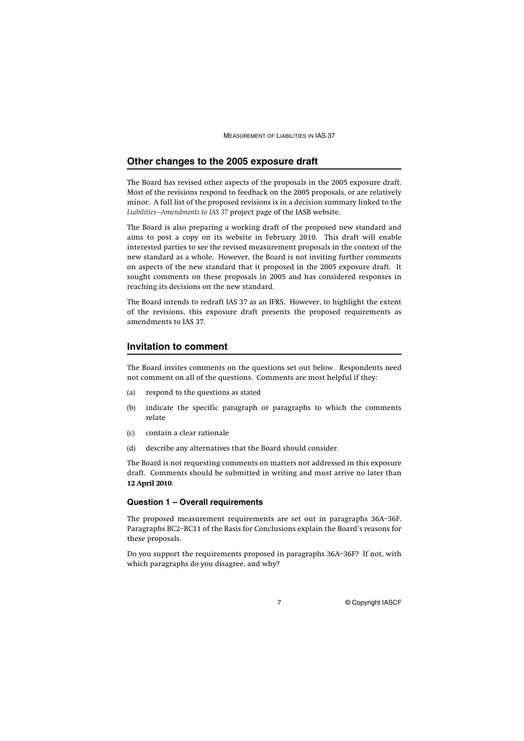## Other changes to the 2005 exposure draft

The Board has revised other aspects of the proposals in the 2005 exposure draft. Most of the revisions respond to feedback on the 2005 proposals, or are relatively minor. A full list of the proposed revisions is in a decision summary linked to the *Liabilities—Amendments to IAS 37* project page of the IASB website.

The Board is also preparing a working draft of the proposed new standard and aims to post a copy on its website in February 2010. This draft will enable interested parties to see the revised measurement proposals in the context of the new standard as a whole. However, the Board is not inviting further comments on aspects of the new standard that it proposed in the 2005 exposure draft. It sought comments on these proposals in 2005 and has considered responses in reaching its decisions on the new standard.

The Board intends to redraft IAS 37 as an IFRS. However, to highlight the extent of the revisions, this exposure draft presents the proposed requirements as amendments to IAS 37.

## Invitation to comment

The Board invites comments on the questions set out below. Respondents need not comment on all of the questions. Comments are most helpful if they:

(a) respond to the questions as stated

(b) indicate the specific paragraph or paragraphs to which the comments relate

(c) contain a clear rationale

(d) describe any alternatives that the Board should consider.

The Board is not requesting comments on matters not addressed in this exposure draft. Comments should be submitted in writing and must arrive no later than **12 April 2010**.

### Question 1 – Overall requirements

The proposed measurement requirements are set out in paragraphs 36A–36F. Paragraphs BC2–BC11 of the Basis for Conclusions explain the Board's reasons for these proposals.

Do you support the requirements proposed in paragraphs 36A–36F? If not, with which paragraphs do you disagree, and why?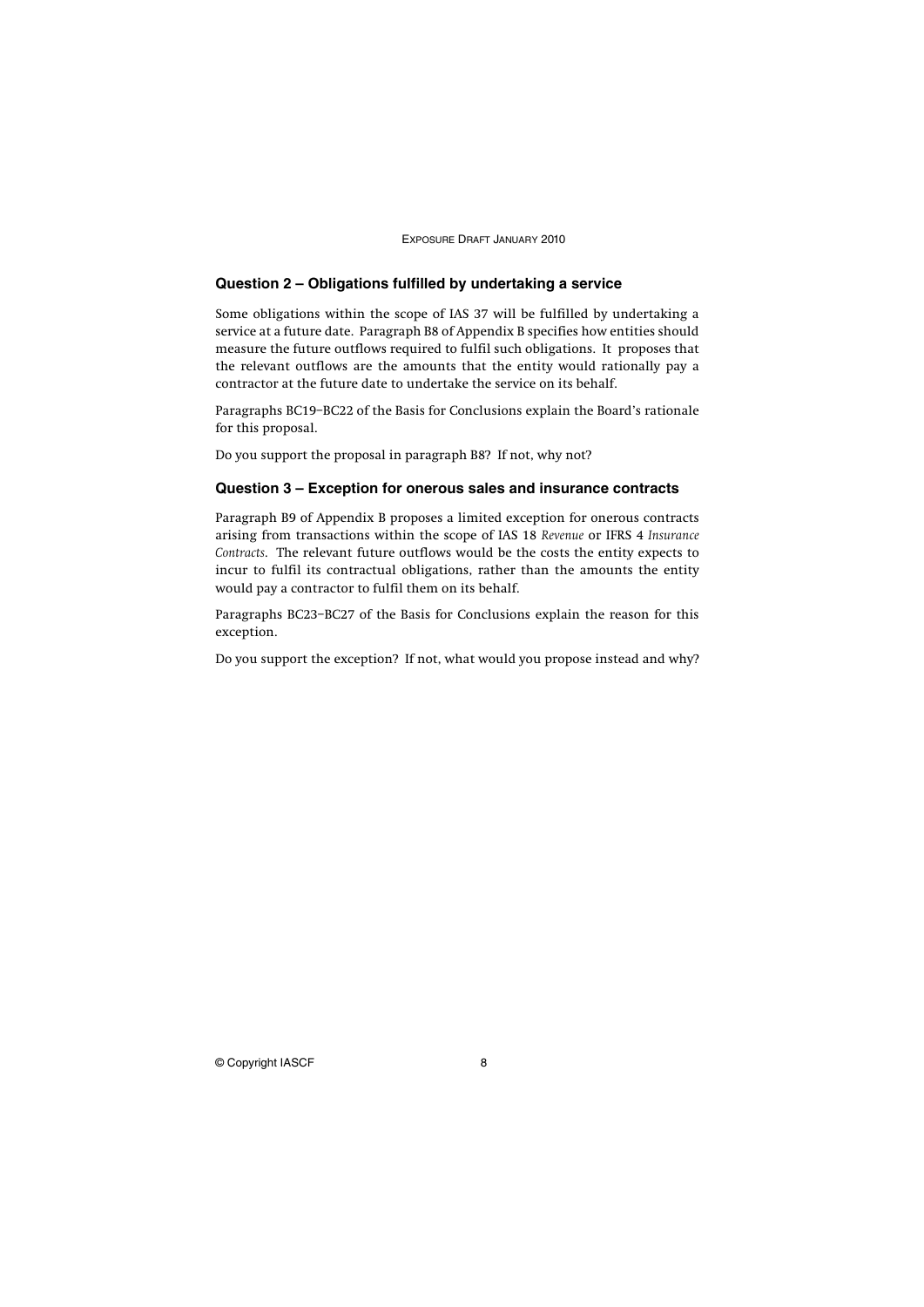## Question 2 – Obligations fulfilled by undertaking a service

Some obligations within the scope of IAS 37 will be fulfilled by undertaking a service at a future date. Paragraph B8 of Appendix B specifies how entities should measure the future outflows required to fulfil such obligations. It proposes that the relevant outflows are the amounts that the entity would rationally pay a contractor at the future date to undertake the service on its behalf.

Paragraphs BC19–BC22 of the Basis for Conclusions explain the Board's rationale for this proposal.

Do you support the proposal in paragraph B8? If not, why not?

## Question 3 – Exception for onerous sales and insurance contracts

Paragraph B9 of Appendix B proposes a limited exception for onerous contracts arising from transactions within the scope of IAS 18 *Revenue* or IFRS 4 *Insurance Contracts*. The relevant future outflows would be the costs the entity expects to incur to fulfil its contractual obligations, rather than the amounts the entity would pay a contractor to fulfil them on its behalf.

Paragraphs BC23–BC27 of the Basis for Conclusions explain the reason for this exception.

Do you support the exception? If not, what would you propose instead and why?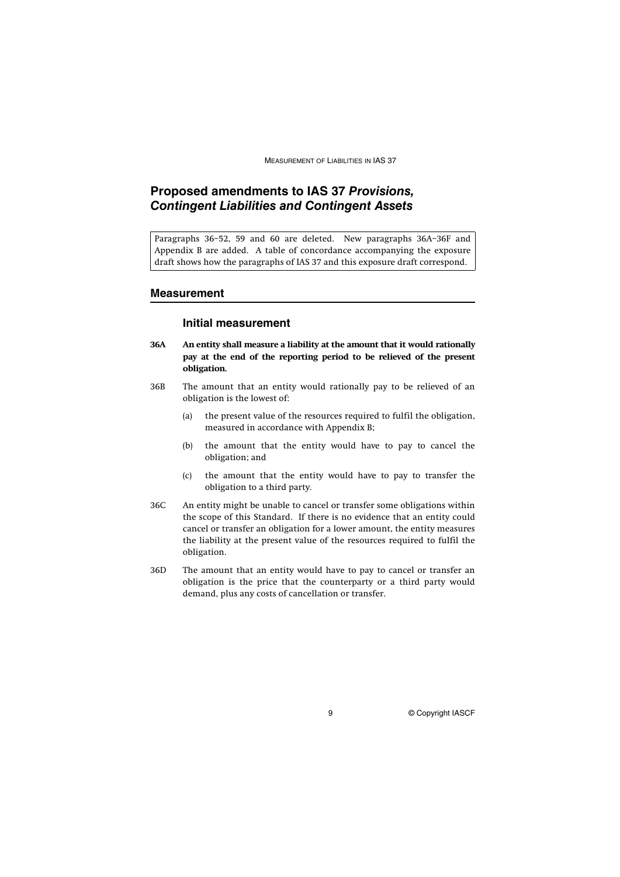## Proposed amendments to IAS 37 *Provisions, Contingent Liabilities and Contingent Assets*

Paragraphs 36–52, 59 and 60 are deleted. New paragraphs 36A–36F and Appendix B are added. A table of concordance accompanying the exposure draft shows how the paragraphs of IAS 37 and this exposure draft correspond.

### Measurement

#### Initial measurement

**36A An entity shall measure a liability at the amount that it would rationally pay at the end of the reporting period to be relieved of the present obligation.**

36B The amount that an entity would rationally pay to be relieved of an obligation is the lowest of:

(a) the present value of the resources required to fulfil the obligation, measured in accordance with Appendix B;

(b) the amount that the entity would have to pay to cancel the obligation; and

(c) the amount that the entity would have to pay to transfer the obligation to a third party.

36C An entity might be unable to cancel or transfer some obligations within the scope of this Standard. If there is no evidence that an entity could cancel or transfer an obligation for a lower amount, the entity measures the liability at the present value of the resources required to fulfil the obligation.

36D The amount that an entity would have to pay to cancel or transfer an obligation is the price that the counterparty or a third party would demand, plus any costs of cancellation or transfer.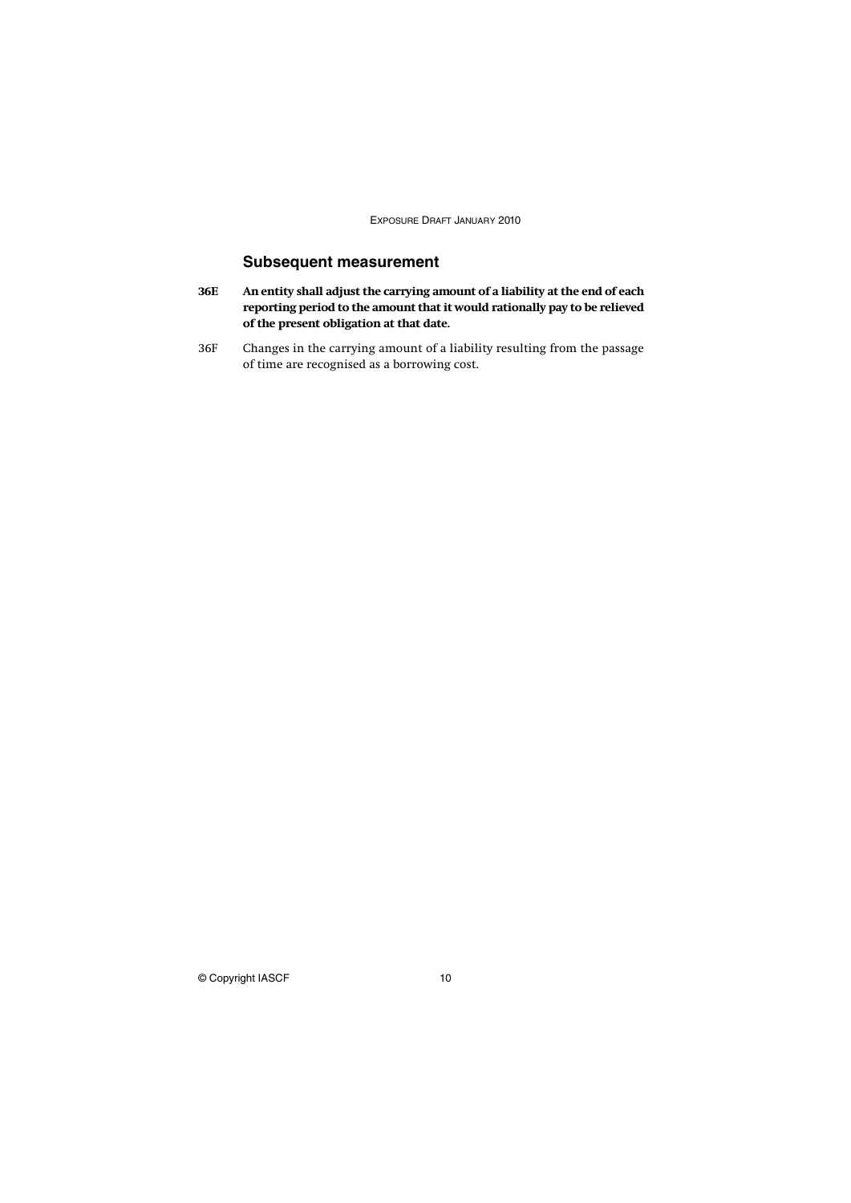## Subsequent measurement

**36E An entity shall adjust the carrying amount of a liability at the end of each reporting period to the amount that it would rationally pay to be relieved of the present obligation at that date.**

36F Changes in the carrying amount of a liability resulting from the passage of time are recognised as a borrowing cost.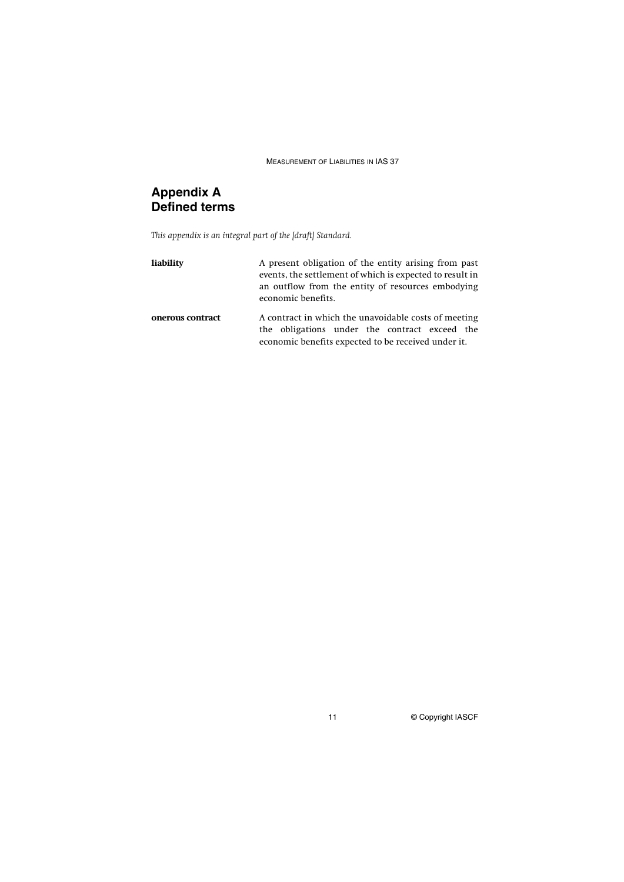# Appendix A
# Defined terms

*This appendix is an integral part of the [draft] Standard.*

| | |
|---|---|
| **liability** | A present obligation of the entity arising from past events, the settlement of which is expected to result in an outflow from the entity of resources embodying economic benefits. |
| **onerous contract** | A contract in which the unavoidable costs of meeting the obligations under the contract exceed the economic benefits expected to be received under it. |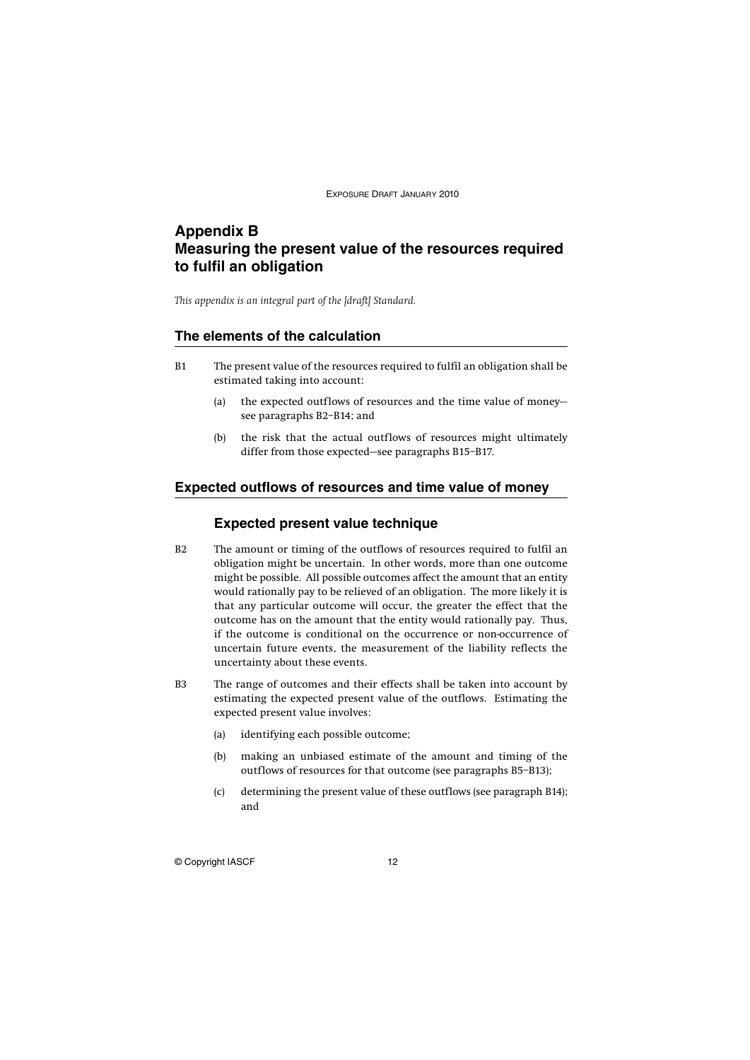# Appendix B
# Measuring the present value of the resources required to fulfil an obligation

*This appendix is an integral part of the [draft] Standard.*

## The elements of the calculation

B1 The present value of the resources required to fulfil an obligation shall be estimated taking into account:

(a) the expected outflows of resources and the time value of money—see paragraphs B2–B14; and

(b) the risk that the actual outflows of resources might ultimately differ from those expected—see paragraphs B15–B17.

## Expected outflows of resources and time value of money

### Expected present value technique

B2 The amount or timing of the outflows of resources required to fulfil an obligation might be uncertain. In other words, more than one outcome might be possible. All possible outcomes affect the amount that an entity would rationally pay to be relieved of an obligation. The more likely it is that any particular outcome will occur, the greater the effect that the outcome has on the amount that the entity would rationally pay. Thus, if the outcome is conditional on the occurrence or non-occurrence of uncertain future events, the measurement of the liability reflects the uncertainty about these events.

B3 The range of outcomes and their effects shall be taken into account by estimating the expected present value of the outflows. Estimating the expected present value involves:

(a) identifying each possible outcome;

(b) making an unbiased estimate of the amount and timing of the outflows of resources for that outcome (see paragraphs B5–B13);

(c) determining the present value of these outflows (see paragraph B14); and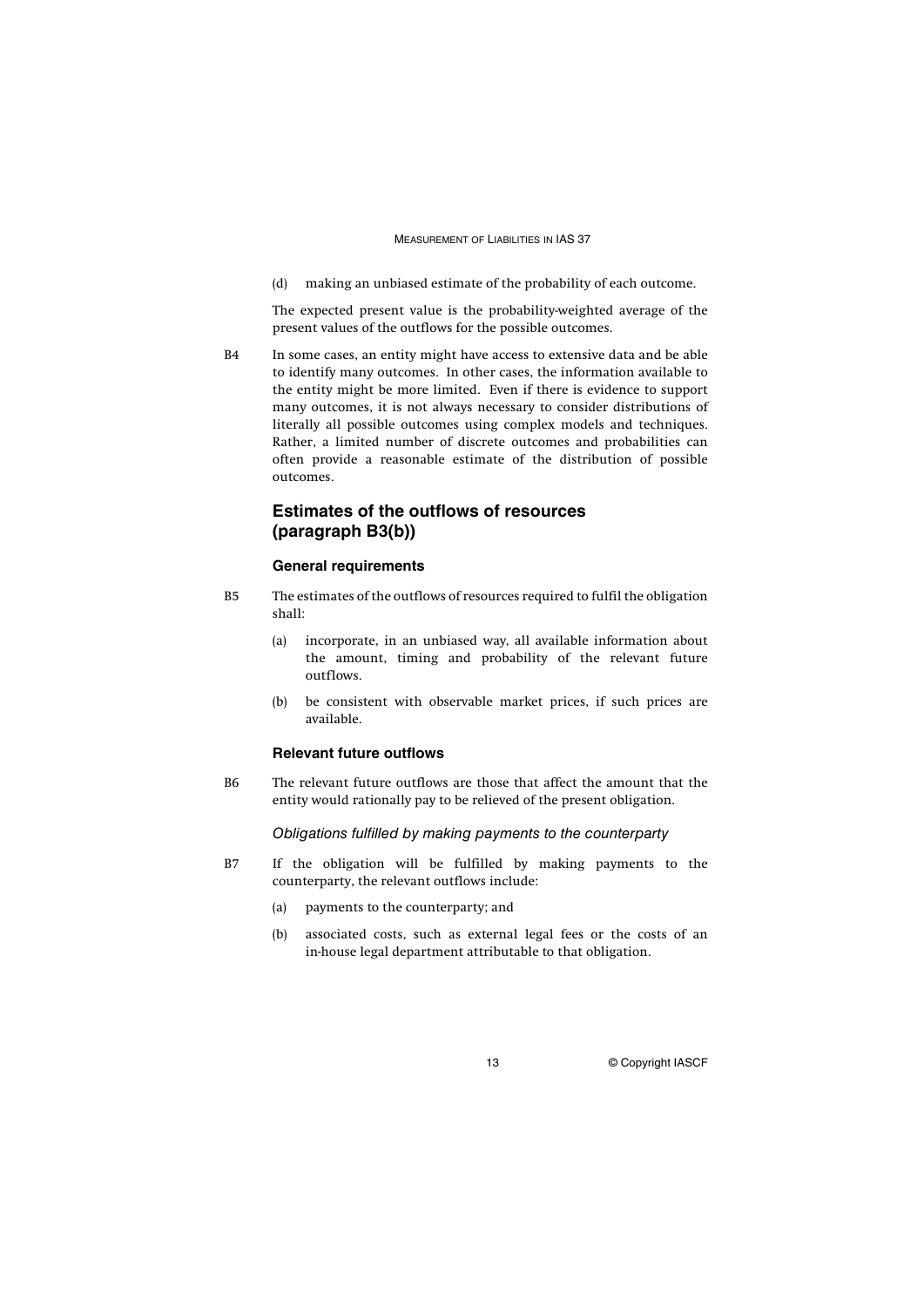(d) making an unbiased estimate of the probability of each outcome.

The expected present value is the probability-weighted average of the present values of the outflows for the possible outcomes.

B4 In some cases, an entity might have access to extensive data and be able to identify many outcomes. In other cases, the information available to the entity might be more limited. Even if there is evidence to support many outcomes, it is not always necessary to consider distributions of literally all possible outcomes using complex models and techniques. Rather, a limited number of discrete outcomes and probabilities can often provide a reasonable estimate of the distribution of possible outcomes.

## Estimates of the outflows of resources (paragraph B3(b))

### General requirements

B5 The estimates of the outflows of resources required to fulfil the obligation shall:

(a) incorporate, in an unbiased way, all available information about the amount, timing and probability of the relevant future outflows.

(b) be consistent with observable market prices, if such prices are available.

### Relevant future outflows

B6 The relevant future outflows are those that affect the amount that the entity would rationally pay to be relieved of the present obligation.

*Obligations fulfilled by making payments to the counterparty*

B7 If the obligation will be fulfilled by making payments to the counterparty, the relevant outflows include:

(a) payments to the counterparty; and

(b) associated costs, such as external legal fees or the costs of an in-house legal department attributable to that obligation.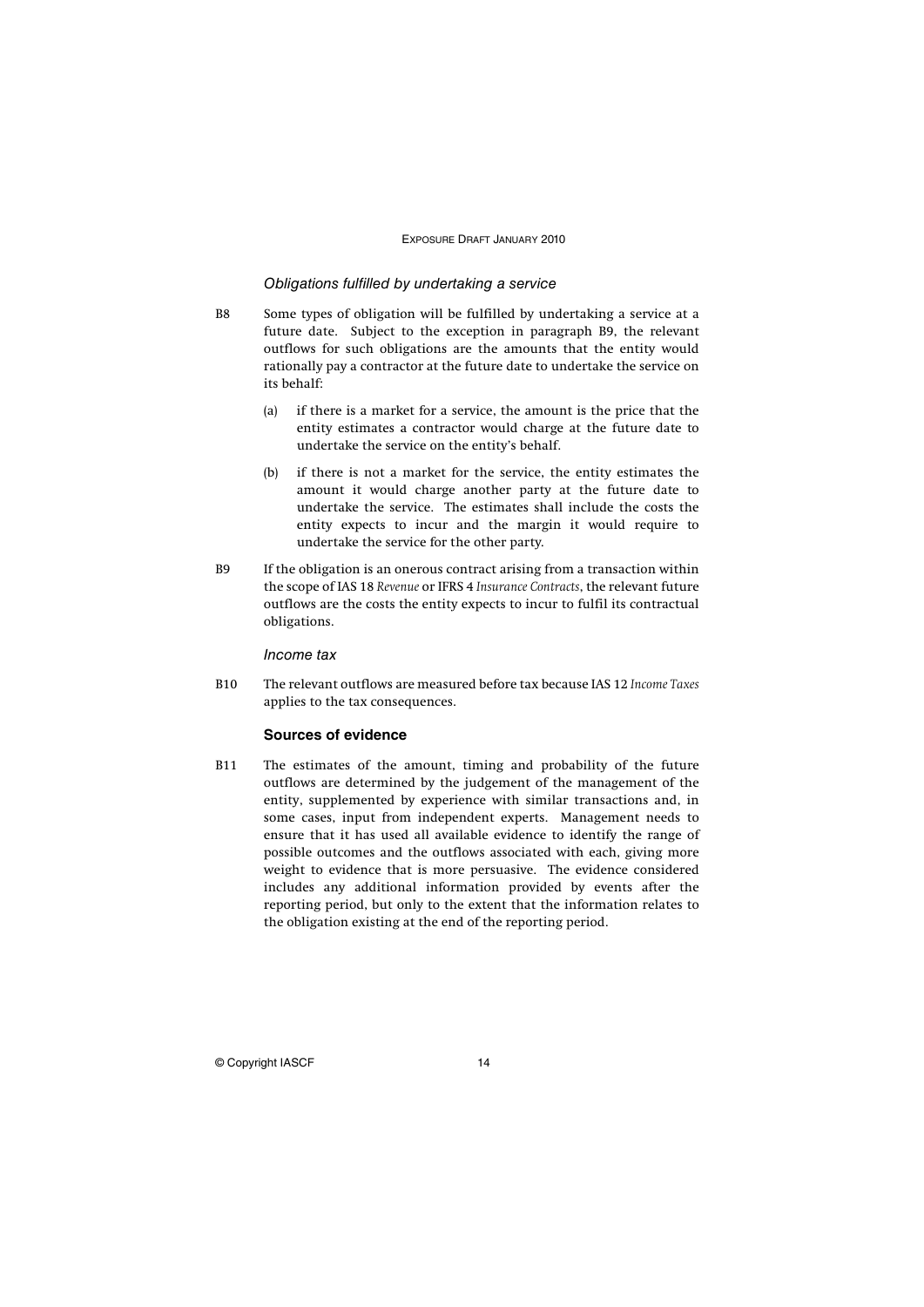### *Obligations fulfilled by undertaking a service*

B8 Some types of obligation will be fulfilled by undertaking a service at a future date. Subject to the exception in paragraph B9, the relevant outflows for such obligations are the amounts that the entity would rationally pay a contractor at the future date to undertake the service on its behalf:

(a) if there is a market for a service, the amount is the price that the entity estimates a contractor would charge at the future date to undertake the service on the entity's behalf.

(b) if there is not a market for the service, the entity estimates the amount it would charge another party at the future date to undertake the service. The estimates shall include the costs the entity expects to incur and the margin it would require to undertake the service for the other party.

B9 If the obligation is an onerous contract arising from a transaction within the scope of IAS 18 *Revenue* or IFRS 4 *Insurance Contracts*, the relevant future outflows are the costs the entity expects to incur to fulfil its contractual obligations.

### *Income tax*

B10 The relevant outflows are measured before tax because IAS 12 *Income Taxes* applies to the tax consequences.

### **Sources of evidence**

B11 The estimates of the amount, timing and probability of the future outflows are determined by the judgement of the management of the entity, supplemented by experience with similar transactions and, in some cases, input from independent experts. Management needs to ensure that it has used all available evidence to identify the range of possible outcomes and the outflows associated with each, giving more weight to evidence that is more persuasive. The evidence considered includes any additional information provided by events after the reporting period, but only to the extent that the information relates to the obligation existing at the end of the reporting period.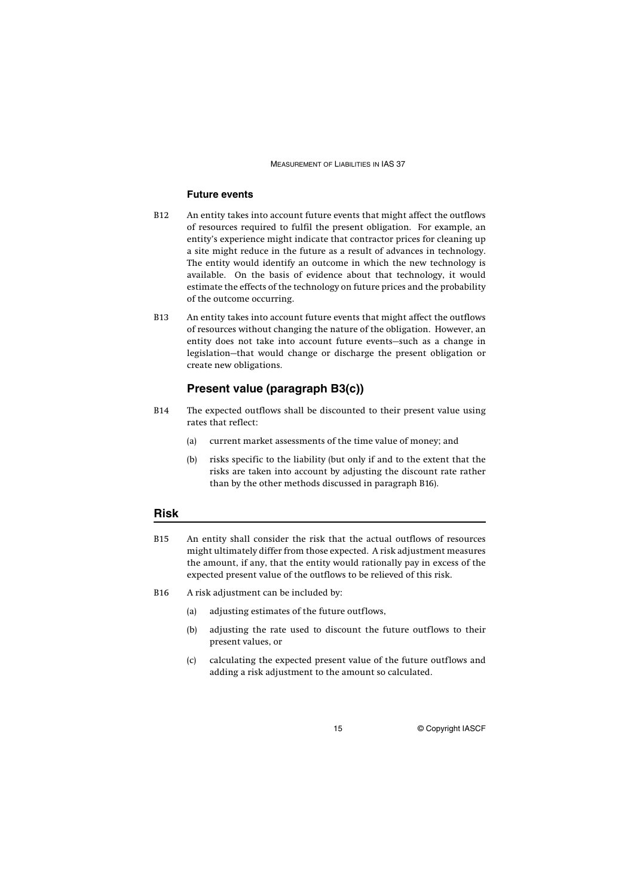### Future events

B12 An entity takes into account future events that might affect the outflows of resources required to fulfil the present obligation. For example, an entity's experience might indicate that contractor prices for cleaning up a site might reduce in the future as a result of advances in technology. The entity would identify an outcome in which the new technology is available. On the basis of evidence about that technology, it would estimate the effects of the technology on future prices and the probability of the outcome occurring.

B13 An entity takes into account future events that might affect the outflows of resources without changing the nature of the obligation. However, an entity does not take into account future events—such as a change in legislation—that would change or discharge the present obligation or create new obligations.

### Present value (paragraph B3(c))

B14 The expected outflows shall be discounted to their present value using rates that reflect:

(a) current market assessments of the time value of money; and

(b) risks specific to the liability (but only if and to the extent that the risks are taken into account by adjusting the discount rate rather than by the other methods discussed in paragraph B16).

## Risk

B15 An entity shall consider the risk that the actual outflows of resources might ultimately differ from those expected. A risk adjustment measures the amount, if any, that the entity would rationally pay in excess of the expected present value of the outflows to be relieved of this risk.

B16 A risk adjustment can be included by:

(a) adjusting estimates of the future outflows,

(b) adjusting the rate used to discount the future outflows to their present values, or

(c) calculating the expected present value of the future outflows and adding a risk adjustment to the amount so calculated.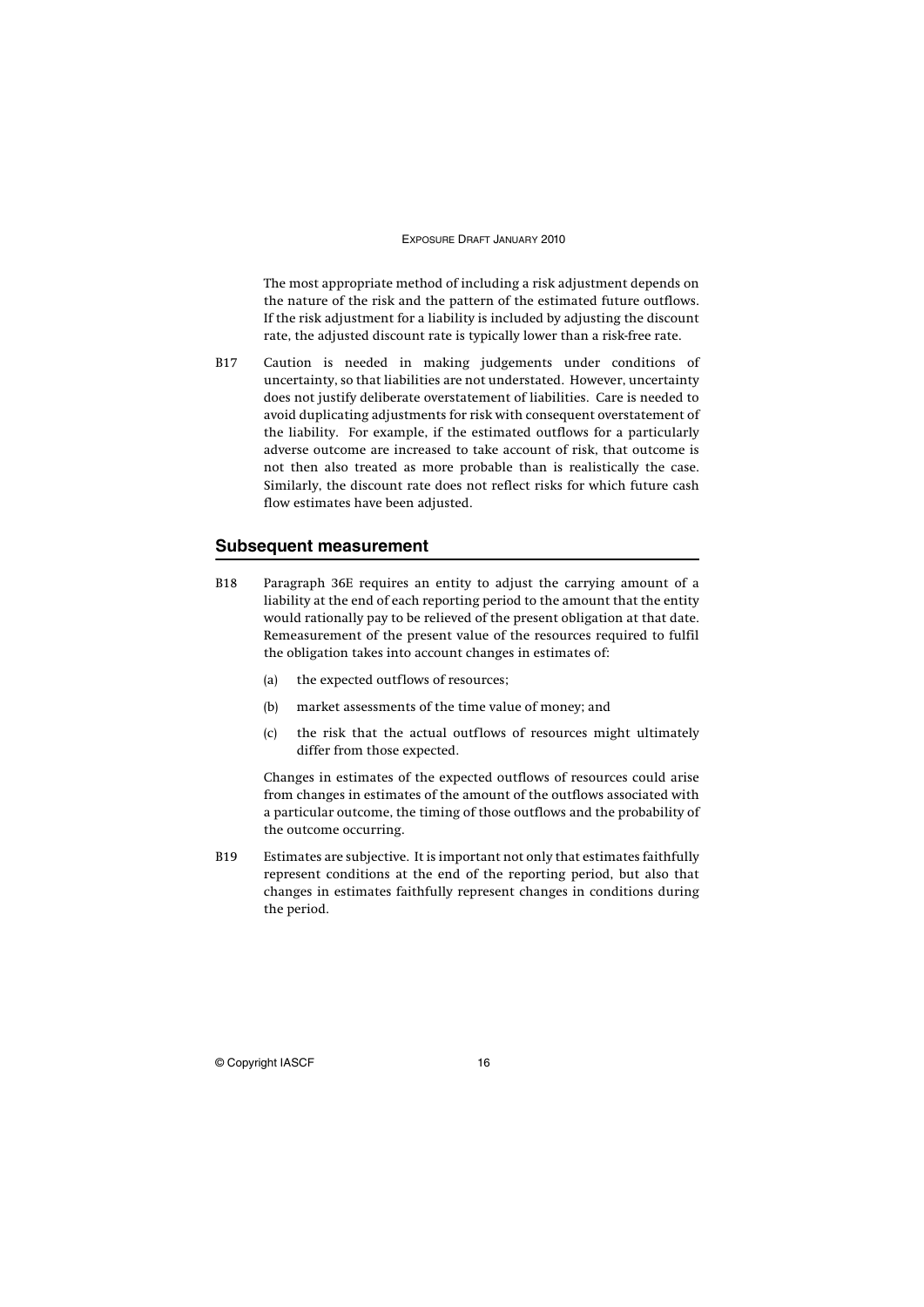The most appropriate method of including a risk adjustment depends on the nature of the risk and the pattern of the estimated future outflows. If the risk adjustment for a liability is included by adjusting the discount rate, the adjusted discount rate is typically lower than a risk-free rate.

B17 Caution is needed in making judgements under conditions of uncertainty, so that liabilities are not understated. However, uncertainty does not justify deliberate overstatement of liabilities. Care is needed to avoid duplicating adjustments for risk with consequent overstatement of the liability. For example, if the estimated outflows for a particularly adverse outcome are increased to take account of risk, that outcome is not then also treated as more probable than is realistically the case. Similarly, the discount rate does not reflect risks for which future cash flow estimates have been adjusted.

## Subsequent measurement

B18 Paragraph 36E requires an entity to adjust the carrying amount of a liability at the end of each reporting period to the amount that the entity would rationally pay to be relieved of the present obligation at that date. Remeasurement of the present value of the resources required to fulfil the obligation takes into account changes in estimates of:

(a) the expected outflows of resources;

(b) market assessments of the time value of money; and

(c) the risk that the actual outflows of resources might ultimately differ from those expected.

Changes in estimates of the expected outflows of resources could arise from changes in estimates of the amount of the outflows associated with a particular outcome, the timing of those outflows and the probability of the outcome occurring.

B19 Estimates are subjective. It is important not only that estimates faithfully represent conditions at the end of the reporting period, but also that changes in estimates faithfully represent changes in conditions during the period.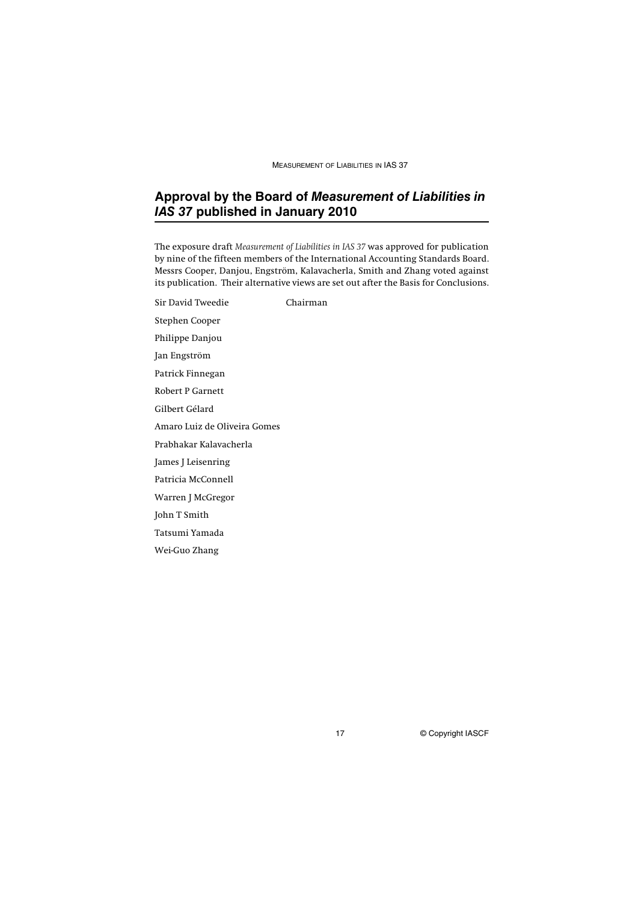## Approval by the Board of *Measurement of Liabilities in IAS 37* published in January 2010

The exposure draft *Measurement of Liabilities in IAS 37* was approved for publication by nine of the fifteen members of the International Accounting Standards Board. Messrs Cooper, Danjou, Engström, Kalavacherla, Smith and Zhang voted against its publication. Their alternative views are set out after the Basis for Conclusions.

Sir David Tweedie Chairman

Stephen Cooper

Philippe Danjou

Jan Engström

Patrick Finnegan

Robert P Garnett

Gilbert Gélard

Amaro Luiz de Oliveira Gomes

Prabhakar Kalavacherla

James J Leisenring

Patricia McConnell

Warren J McGregor

John T Smith

Tatsumi Yamada

Wei-Guo Zhang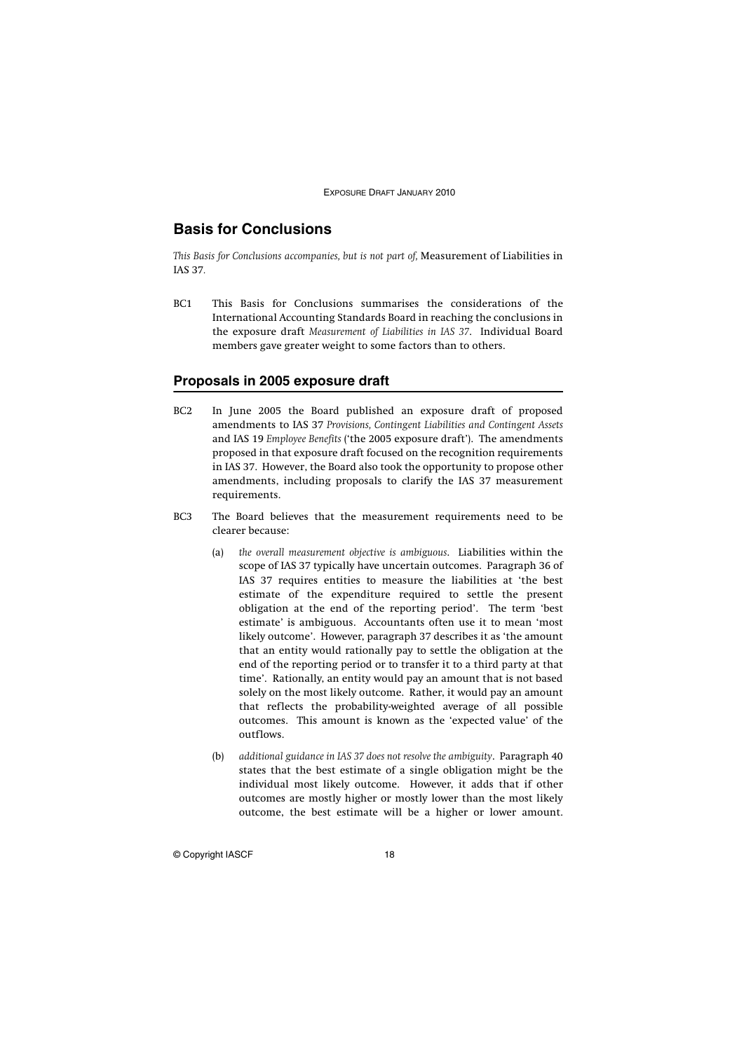## Basis for Conclusions

*This Basis for Conclusions accompanies, but is not part of,* Measurement of Liabilities in IAS 37.

BC1 This Basis for Conclusions summarises the considerations of the International Accounting Standards Board in reaching the conclusions in the exposure draft *Measurement of Liabilities in IAS 37*. Individual Board members gave greater weight to some factors than to others.

### Proposals in 2005 exposure draft

BC2 In June 2005 the Board published an exposure draft of proposed amendments to IAS 37 *Provisions, Contingent Liabilities and Contingent Assets* and IAS 19 *Employee Benefits* ('the 2005 exposure draft'). The amendments proposed in that exposure draft focused on the recognition requirements in IAS 37. However, the Board also took the opportunity to propose other amendments, including proposals to clarify the IAS 37 measurement requirements.

BC3 The Board believes that the measurement requirements need to be clearer because:

(a) *the overall measurement objective is ambiguous*. Liabilities within the scope of IAS 37 typically have uncertain outcomes. Paragraph 36 of IAS 37 requires entities to measure the liabilities at 'the best estimate of the expenditure required to settle the present obligation at the end of the reporting period'. The term 'best estimate' is ambiguous. Accountants often use it to mean 'most likely outcome'. However, paragraph 37 describes it as 'the amount that an entity would rationally pay to settle the obligation at the end of the reporting period or to transfer it to a third party at that time'. Rationally, an entity would pay an amount that is not based solely on the most likely outcome. Rather, it would pay an amount that reflects the probability-weighted average of all possible outcomes. This amount is known as the 'expected value' of the outflows.

(b) *additional guidance in IAS 37 does not resolve the ambiguity*. Paragraph 40 states that the best estimate of a single obligation might be the individual most likely outcome. However, it adds that if other outcomes are mostly higher or mostly lower than the most likely outcome, the best estimate will be a higher or lower amount.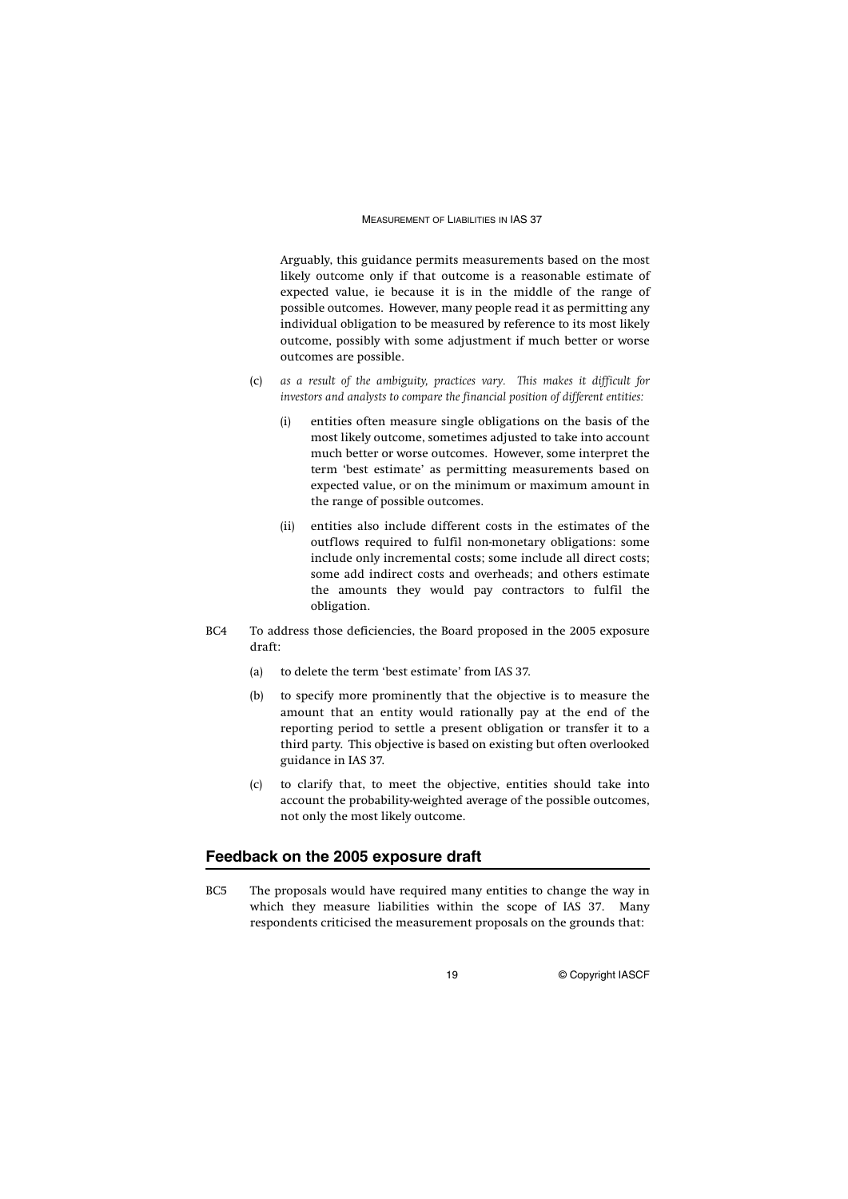Arguably, this guidance permits measurements based on the most likely outcome only if that outcome is a reasonable estimate of expected value, ie because it is in the middle of the range of possible outcomes. However, many people read it as permitting any individual obligation to be measured by reference to its most likely outcome, possibly with some adjustment if much better or worse outcomes are possible.

(c) *as a result of the ambiguity, practices vary. This makes it difficult for investors and analysts to compare the financial position of different entities:*

   (i) entities often measure single obligations on the basis of the most likely outcome, sometimes adjusted to take into account much better or worse outcomes. However, some interpret the term 'best estimate' as permitting measurements based on expected value, or on the minimum or maximum amount in the range of possible outcomes.

   (ii) entities also include different costs in the estimates of the outflows required to fulfil non-monetary obligations: some include only incremental costs; some include all direct costs; some add indirect costs and overheads; and others estimate the amounts they would pay contractors to fulfil the obligation.

BC4 To address those deficiencies, the Board proposed in the 2005 exposure draft:

(a) to delete the term 'best estimate' from IAS 37.

(b) to specify more prominently that the objective is to measure the amount that an entity would rationally pay at the end of the reporting period to settle a present obligation or transfer it to a third party. This objective is based on existing but often overlooked guidance in IAS 37.

(c) to clarify that, to meet the objective, entities should take into account the probability-weighted average of the possible outcomes, not only the most likely outcome.

## Feedback on the 2005 exposure draft

BC5 The proposals would have required many entities to change the way in which they measure liabilities within the scope of IAS 37. Many respondents criticised the measurement proposals on the grounds that: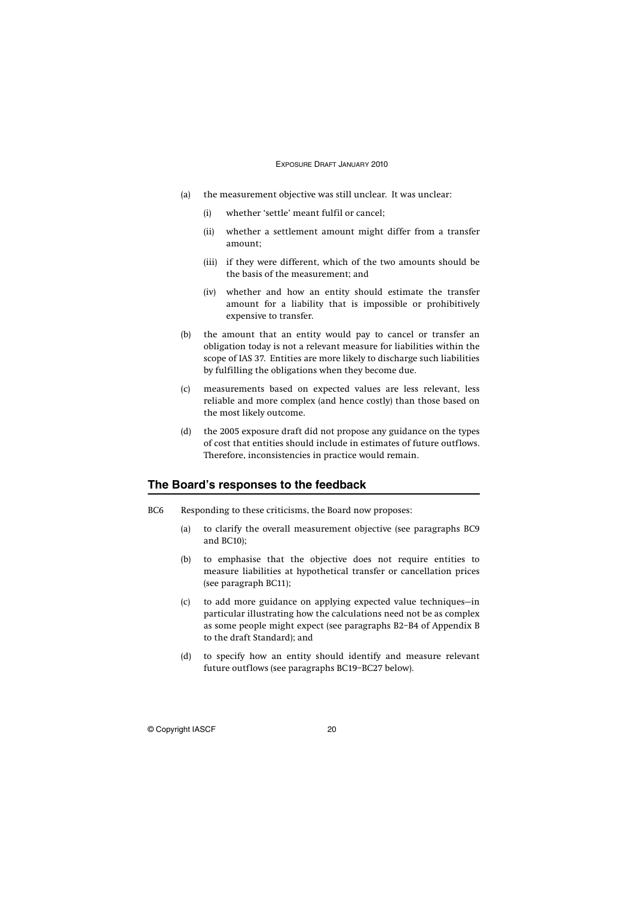(a) the measurement objective was still unclear. It was unclear:

  (i) whether 'settle' meant fulfil or cancel;

  (ii) whether a settlement amount might differ from a transfer amount;

  (iii) if they were different, which of the two amounts should be the basis of the measurement; and

  (iv) whether and how an entity should estimate the transfer amount for a liability that is impossible or prohibitively expensive to transfer.

(b) the amount that an entity would pay to cancel or transfer an obligation today is not a relevant measure for liabilities within the scope of IAS 37. Entities are more likely to discharge such liabilities by fulfilling the obligations when they become due.

(c) measurements based on expected values are less relevant, less reliable and more complex (and hence costly) than those based on the most likely outcome.

(d) the 2005 exposure draft did not propose any guidance on the types of cost that entities should include in estimates of future outflows. Therefore, inconsistencies in practice would remain.

## The Board's responses to the feedback

BC6 Responding to these criticisms, the Board now proposes:

(a) to clarify the overall measurement objective (see paragraphs BC9 and BC10);

(b) to emphasise that the objective does not require entities to measure liabilities at hypothetical transfer or cancellation prices (see paragraph BC11);

(c) to add more guidance on applying expected value techniques—in particular illustrating how the calculations need not be as complex as some people might expect (see paragraphs B2–B4 of Appendix B to the draft Standard); and

(d) to specify how an entity should identify and measure relevant future outflows (see paragraphs BC19–BC27 below).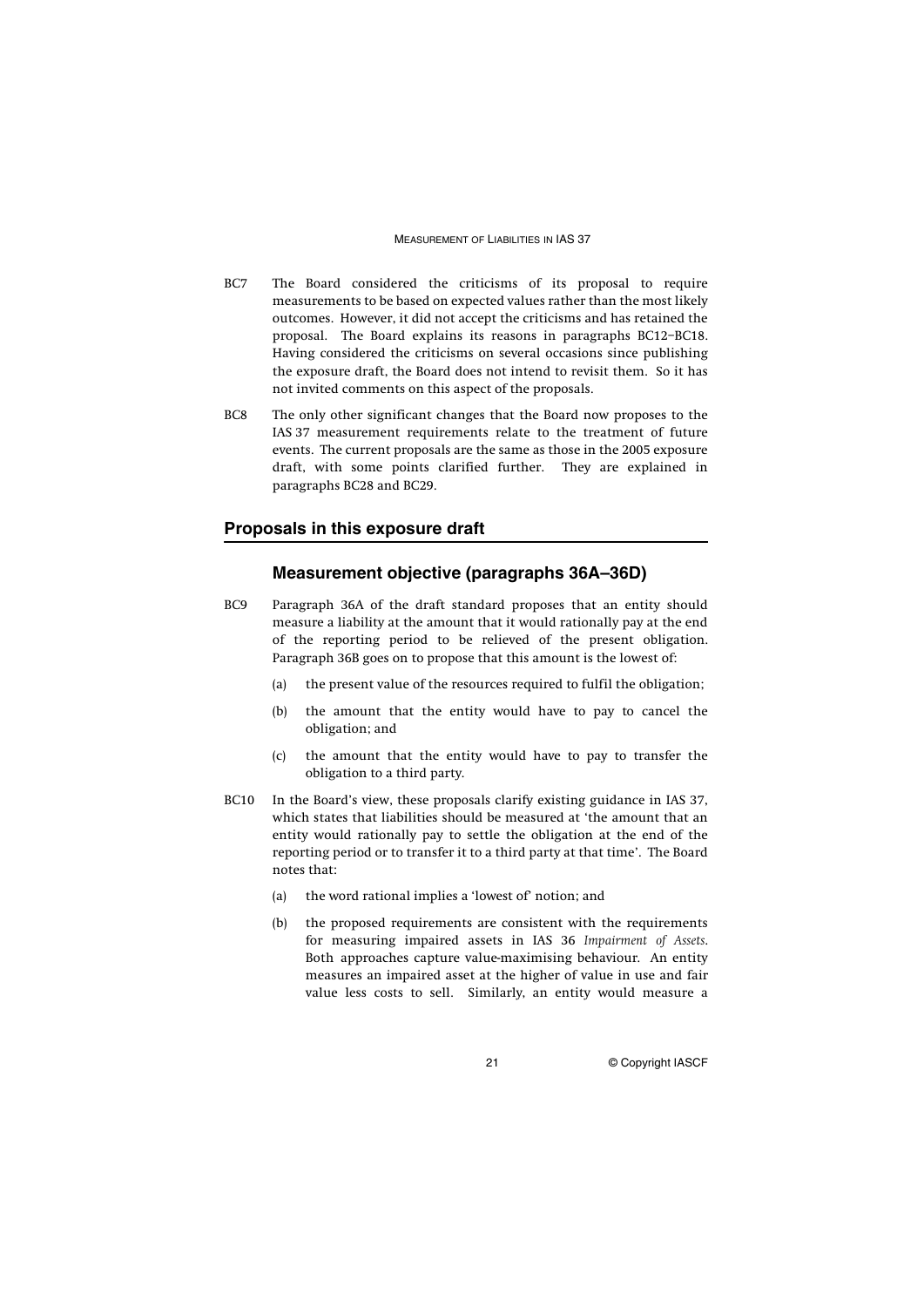BC7 The Board considered the criticisms of its proposal to require measurements to be based on expected values rather than the most likely outcomes. However, it did not accept the criticisms and has retained the proposal. The Board explains its reasons in paragraphs BC12–BC18. Having considered the criticisms on several occasions since publishing the exposure draft, the Board does not intend to revisit them. So it has not invited comments on this aspect of the proposals.

BC8 The only other significant changes that the Board now proposes to the IAS 37 measurement requirements relate to the treatment of future events. The current proposals are the same as those in the 2005 exposure draft, with some points clarified further. They are explained in paragraphs BC28 and BC29.

## Proposals in this exposure draft

### Measurement objective (paragraphs 36A–36D)

BC9 Paragraph 36A of the draft standard proposes that an entity should measure a liability at the amount that it would rationally pay at the end of the reporting period to be relieved of the present obligation. Paragraph 36B goes on to propose that this amount is the lowest of:

(a) the present value of the resources required to fulfil the obligation;

(b) the amount that the entity would have to pay to cancel the obligation; and

(c) the amount that the entity would have to pay to transfer the obligation to a third party.

BC10 In the Board's view, these proposals clarify existing guidance in IAS 37, which states that liabilities should be measured at 'the amount that an entity would rationally pay to settle the obligation at the end of the reporting period or to transfer it to a third party at that time'. The Board notes that:

(a) the word rational implies a 'lowest of' notion; and

(b) the proposed requirements are consistent with the requirements for measuring impaired assets in IAS 36 *Impairment of Assets*. Both approaches capture value-maximising behaviour. An entity measures an impaired asset at the higher of value in use and fair value less costs to sell. Similarly, an entity would measure a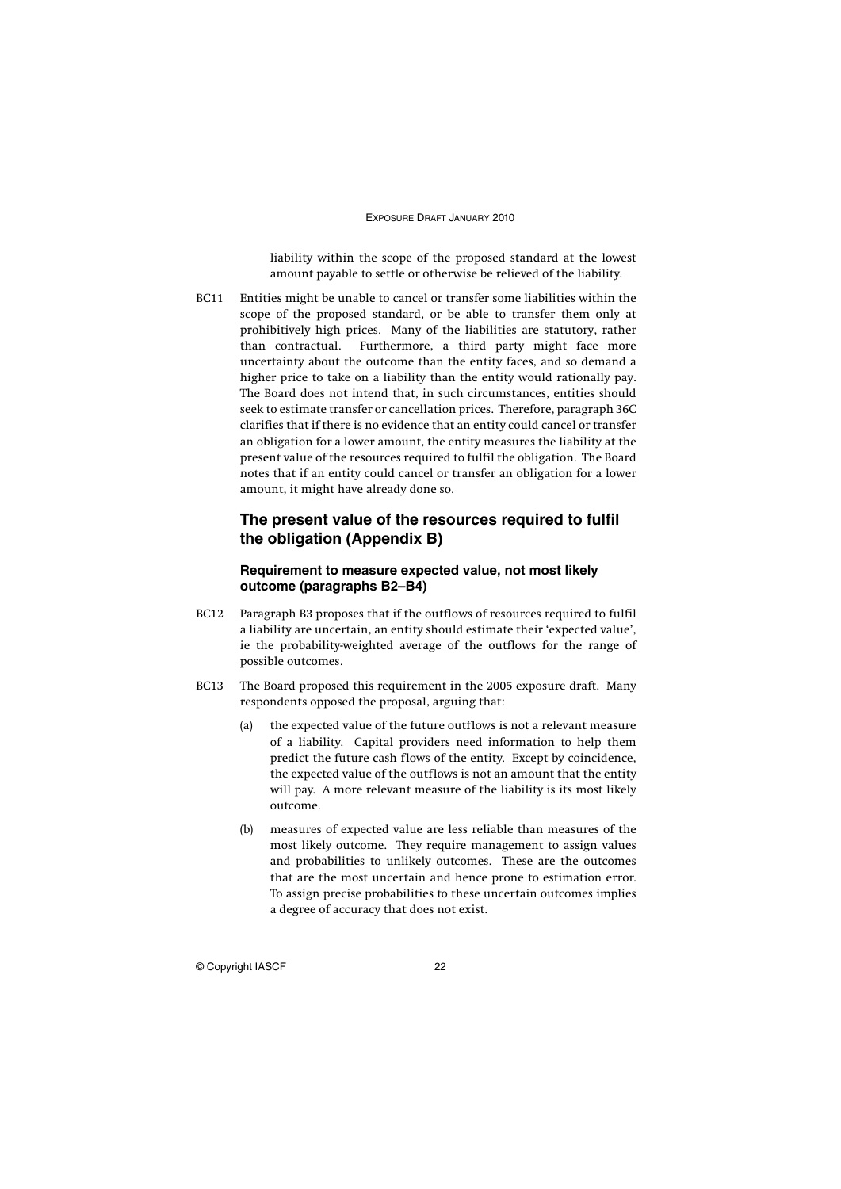liability within the scope of the proposed standard at the lowest amount payable to settle or otherwise be relieved of the liability.

BC11 Entities might be unable to cancel or transfer some liabilities within the scope of the proposed standard, or be able to transfer them only at prohibitively high prices. Many of the liabilities are statutory, rather than contractual. Furthermore, a third party might face more uncertainty about the outcome than the entity faces, and so demand a higher price to take on a liability than the entity would rationally pay. The Board does not intend that, in such circumstances, entities should seek to estimate transfer or cancellation prices. Therefore, paragraph 36C clarifies that if there is no evidence that an entity could cancel or transfer an obligation for a lower amount, the entity measures the liability at the present value of the resources required to fulfil the obligation. The Board notes that if an entity could cancel or transfer an obligation for a lower amount, it might have already done so.

## The present value of the resources required to fulfil the obligation (Appendix B)

### Requirement to measure expected value, not most likely outcome (paragraphs B2–B4)

BC12 Paragraph B3 proposes that if the outflows of resources required to fulfil a liability are uncertain, an entity should estimate their 'expected value', ie the probability-weighted average of the outflows for the range of possible outcomes.

BC13 The Board proposed this requirement in the 2005 exposure draft. Many respondents opposed the proposal, arguing that:

(a) the expected value of the future outflows is not a relevant measure of a liability. Capital providers need information to help them predict the future cash flows of the entity. Except by coincidence, the expected value of the outflows is not an amount that the entity will pay. A more relevant measure of the liability is its most likely outcome.

(b) measures of expected value are less reliable than measures of the most likely outcome. They require management to assign values and probabilities to unlikely outcomes. These are the outcomes that are the most uncertain and hence prone to estimation error. To assign precise probabilities to these uncertain outcomes implies a degree of accuracy that does not exist.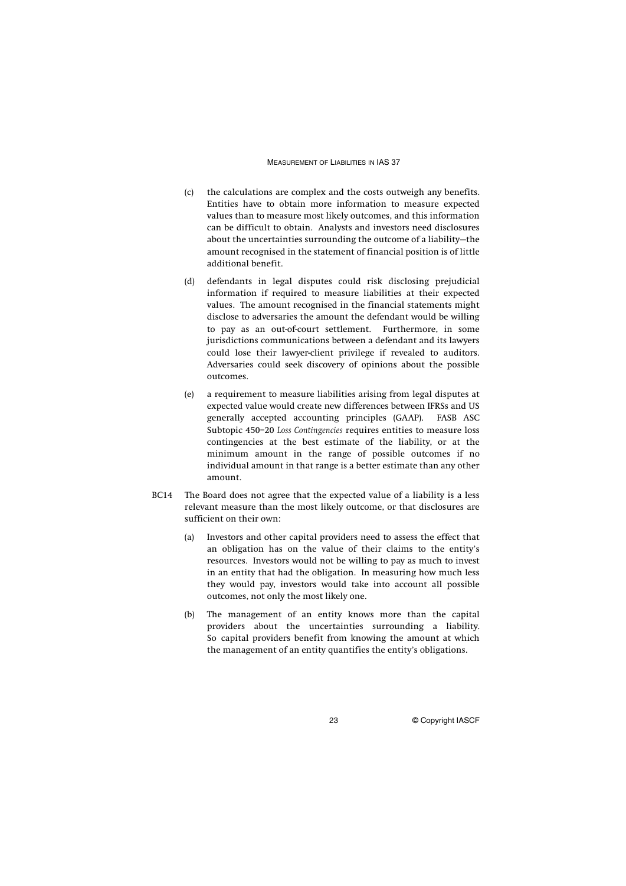(c) the calculations are complex and the costs outweigh any benefits. Entities have to obtain more information to measure expected values than to measure most likely outcomes, and this information can be difficult to obtain. Analysts and investors need disclosures about the uncertainties surrounding the outcome of a liability—the amount recognised in the statement of financial position is of little additional benefit.

(d) defendants in legal disputes could risk disclosing prejudicial information if required to measure liabilities at their expected values. The amount recognised in the financial statements might disclose to adversaries the amount the defendant would be willing to pay as an out-of-court settlement. Furthermore, in some jurisdictions communications between a defendant and its lawyers could lose their lawyer-client privilege if revealed to auditors. Adversaries could seek discovery of opinions about the possible outcomes.

(e) a requirement to measure liabilities arising from legal disputes at expected value would create new differences between IFRSs and US generally accepted accounting principles (GAAP). FASB ASC Subtopic 450–20 *Loss Contingencies* requires entities to measure loss contingencies at the best estimate of the liability, or at the minimum amount in the range of possible outcomes if no individual amount in that range is a better estimate than any other amount.

BC14 The Board does not agree that the expected value of a liability is a less relevant measure than the most likely outcome, or that disclosures are sufficient on their own:

(a) Investors and other capital providers need to assess the effect that an obligation has on the value of their claims to the entity's resources. Investors would not be willing to pay as much to invest in an entity that had the obligation. In measuring how much less they would pay, investors would take into account all possible outcomes, not only the most likely one.

(b) The management of an entity knows more than the capital providers about the uncertainties surrounding a liability. So capital providers benefit from knowing the amount at which the management of an entity quantifies the entity's obligations.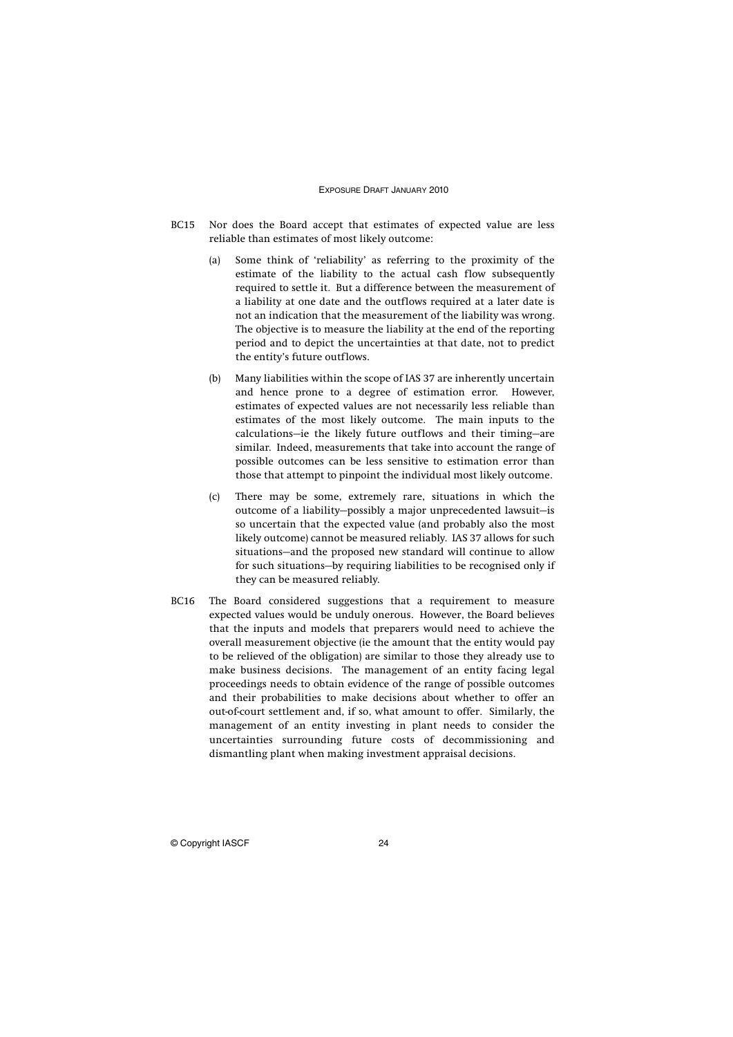BC15 Nor does the Board accept that estimates of expected value are less reliable than estimates of most likely outcome:

(a) Some think of 'reliability' as referring to the proximity of the estimate of the liability to the actual cash flow subsequently required to settle it. But a difference between the measurement of a liability at one date and the outflows required at a later date is not an indication that the measurement of the liability was wrong. The objective is to measure the liability at the end of the reporting period and to depict the uncertainties at that date, not to predict the entity's future outflows.

(b) Many liabilities within the scope of IAS 37 are inherently uncertain and hence prone to a degree of estimation error. However, estimates of expected values are not necessarily less reliable than estimates of the most likely outcome. The main inputs to the calculations—ie the likely future outflows and their timing—are similar. Indeed, measurements that take into account the range of possible outcomes can be less sensitive to estimation error than those that attempt to pinpoint the individual most likely outcome.

(c) There may be some, extremely rare, situations in which the outcome of a liability—possibly a major unprecedented lawsuit—is so uncertain that the expected value (and probably also the most likely outcome) cannot be measured reliably. IAS 37 allows for such situations—and the proposed new standard will continue to allow for such situations—by requiring liabilities to be recognised only if they can be measured reliably.

BC16 The Board considered suggestions that a requirement to measure expected values would be unduly onerous. However, the Board believes that the inputs and models that preparers would need to achieve the overall measurement objective (ie the amount that the entity would pay to be relieved of the obligation) are similar to those they already use to make business decisions. The management of an entity facing legal proceedings needs to obtain evidence of the range of possible outcomes and their probabilities to make decisions about whether to offer an out-of-court settlement and, if so, what amount to offer. Similarly, the management of an entity investing in plant needs to consider the uncertainties surrounding future costs of decommissioning and dismantling plant when making investment appraisal decisions.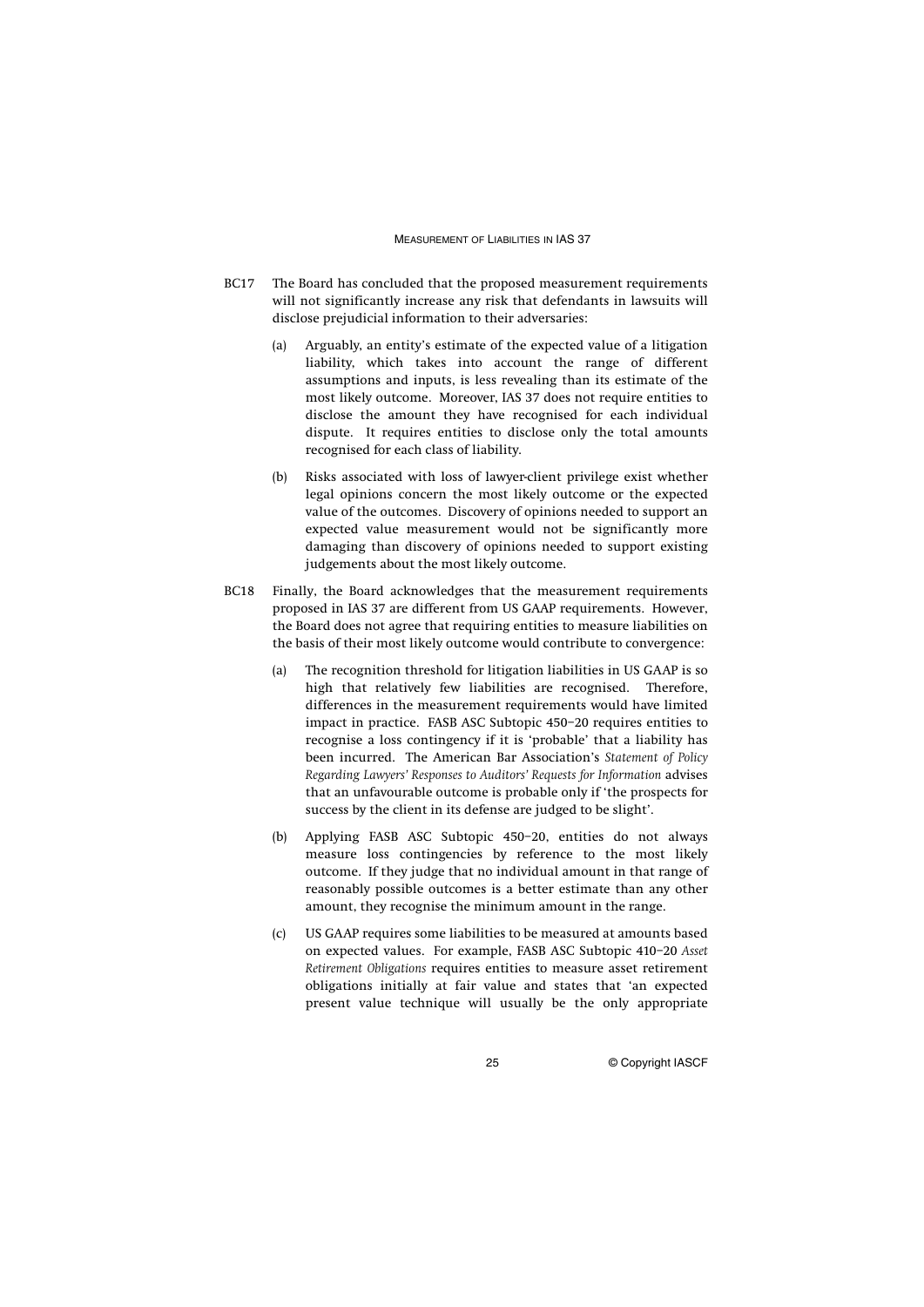BC17 The Board has concluded that the proposed measurement requirements will not significantly increase any risk that defendants in lawsuits will disclose prejudicial information to their adversaries:

(a) Arguably, an entity's estimate of the expected value of a litigation liability, which takes into account the range of different assumptions and inputs, is less revealing than its estimate of the most likely outcome. Moreover, IAS 37 does not require entities to disclose the amount they have recognised for each individual dispute. It requires entities to disclose only the total amounts recognised for each class of liability.

(b) Risks associated with loss of lawyer-client privilege exist whether legal opinions concern the most likely outcome or the expected value of the outcomes. Discovery of opinions needed to support an expected value measurement would not be significantly more damaging than discovery of opinions needed to support existing judgements about the most likely outcome.

BC18 Finally, the Board acknowledges that the measurement requirements proposed in IAS 37 are different from US GAAP requirements. However, the Board does not agree that requiring entities to measure liabilities on the basis of their most likely outcome would contribute to convergence:

(a) The recognition threshold for litigation liabilities in US GAAP is so high that relatively few liabilities are recognised. Therefore, differences in the measurement requirements would have limited impact in practice. FASB ASC Subtopic 450–20 requires entities to recognise a loss contingency if it is 'probable' that a liability has been incurred. The American Bar Association's *Statement of Policy Regarding Lawyers' Responses to Auditors' Requests for Information* advises that an unfavourable outcome is probable only if 'the prospects for success by the client in its defense are judged to be slight'.

(b) Applying FASB ASC Subtopic 450–20, entities do not always measure loss contingencies by reference to the most likely outcome. If they judge that no individual amount in that range of reasonably possible outcomes is a better estimate than any other amount, they recognise the minimum amount in the range.

(c) US GAAP requires some liabilities to be measured at amounts based on expected values. For example, FASB ASC Subtopic 410–20 *Asset Retirement Obligations* requires entities to measure asset retirement obligations initially at fair value and states that 'an expected present value technique will usually be the only appropriate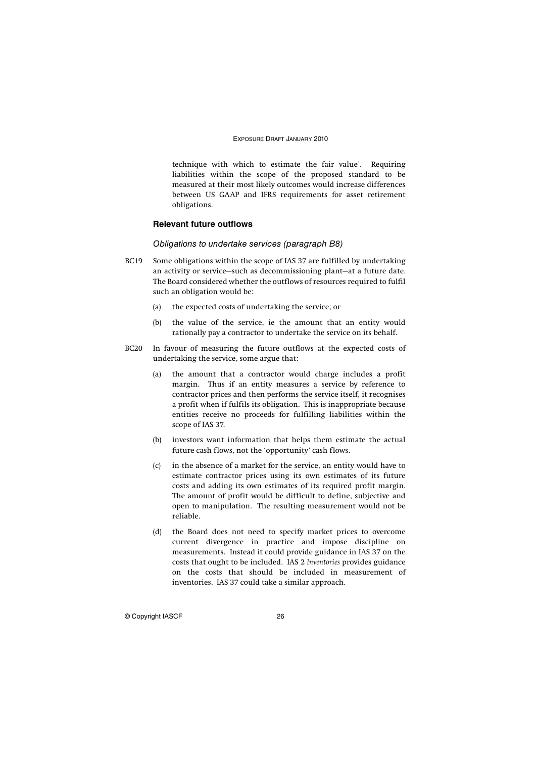technique with which to estimate the fair value'. Requiring liabilities within the scope of the proposed standard to be measured at their most likely outcomes would increase differences between US GAAP and IFRS requirements for asset retirement obligations.

### Relevant future outflows

#### *Obligations to undertake services (paragraph B8)*

BC19 Some obligations within the scope of IAS 37 are fulfilled by undertaking an activity or service—such as decommissioning plant—at a future date. The Board considered whether the outflows of resources required to fulfil such an obligation would be:

(a) the expected costs of undertaking the service; or

(b) the value of the service, ie the amount that an entity would rationally pay a contractor to undertake the service on its behalf.

BC20 In favour of measuring the future outflows at the expected costs of undertaking the service, some argue that:

(a) the amount that a contractor would charge includes a profit margin. Thus if an entity measures a service by reference to contractor prices and then performs the service itself, it recognises a profit when if fulfils its obligation. This is inappropriate because entities receive no proceeds for fulfilling liabilities within the scope of IAS 37.

(b) investors want information that helps them estimate the actual future cash flows, not the 'opportunity' cash flows.

(c) in the absence of a market for the service, an entity would have to estimate contractor prices using its own estimates of its future costs and adding its own estimates of its required profit margin. The amount of profit would be difficult to define, subjective and open to manipulation. The resulting measurement would not be reliable.

(d) the Board does not need to specify market prices to overcome current divergence in practice and impose discipline on measurements. Instead it could provide guidance in IAS 37 on the costs that ought to be included. IAS 2 *Inventories* provides guidance on the costs that should be included in measurement of inventories. IAS 37 could take a similar approach.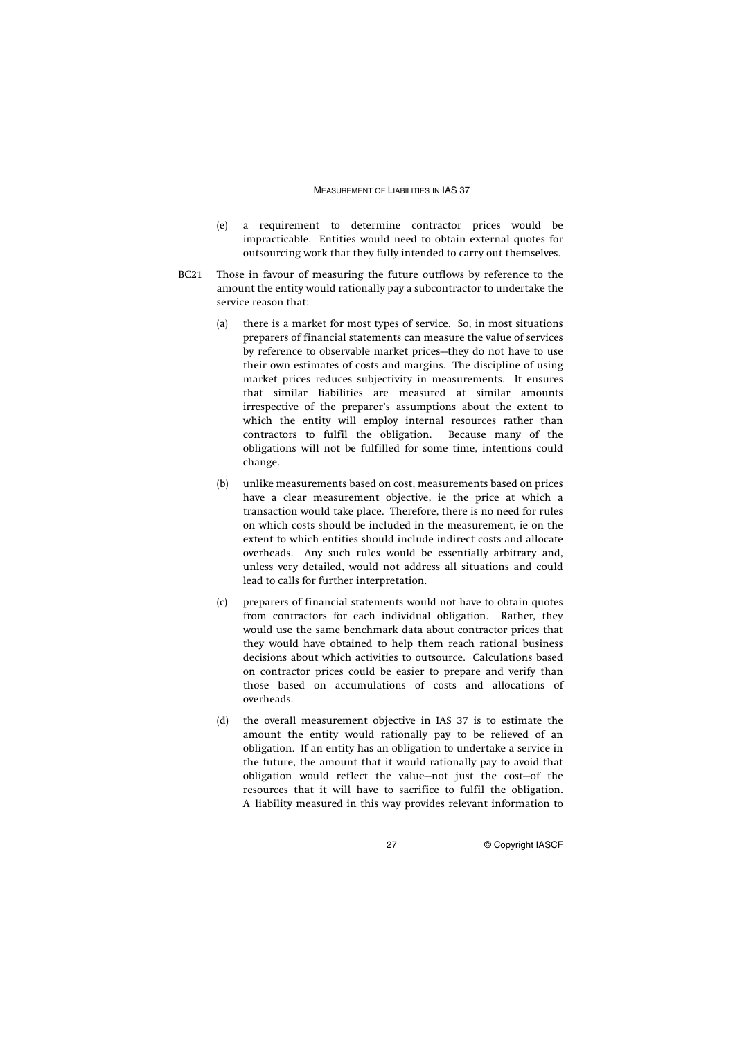(e) a requirement to determine contractor prices would be impracticable. Entities would need to obtain external quotes for outsourcing work that they fully intended to carry out themselves.

BC21 Those in favour of measuring the future outflows by reference to the amount the entity would rationally pay a subcontractor to undertake the service reason that:

(a) there is a market for most types of service. So, in most situations preparers of financial statements can measure the value of services by reference to observable market prices—they do not have to use their own estimates of costs and margins. The discipline of using market prices reduces subjectivity in measurements. It ensures that similar liabilities are measured at similar amounts irrespective of the preparer's assumptions about the extent to which the entity will employ internal resources rather than contractors to fulfil the obligation. Because many of the obligations will not be fulfilled for some time, intentions could change.

(b) unlike measurements based on cost, measurements based on prices have a clear measurement objective, ie the price at which a transaction would take place. Therefore, there is no need for rules on which costs should be included in the measurement, ie on the extent to which entities should include indirect costs and allocate overheads. Any such rules would be essentially arbitrary and, unless very detailed, would not address all situations and could lead to calls for further interpretation.

(c) preparers of financial statements would not have to obtain quotes from contractors for each individual obligation. Rather, they would use the same benchmark data about contractor prices that they would have obtained to help them reach rational business decisions about which activities to outsource. Calculations based on contractor prices could be easier to prepare and verify than those based on accumulations of costs and allocations of overheads.

(d) the overall measurement objective in IAS 37 is to estimate the amount the entity would rationally pay to be relieved of an obligation. If an entity has an obligation to undertake a service in the future, the amount that it would rationally pay to avoid that obligation would reflect the value—not just the cost—of the resources that it will have to sacrifice to fulfil the obligation. A liability measured in this way provides relevant information to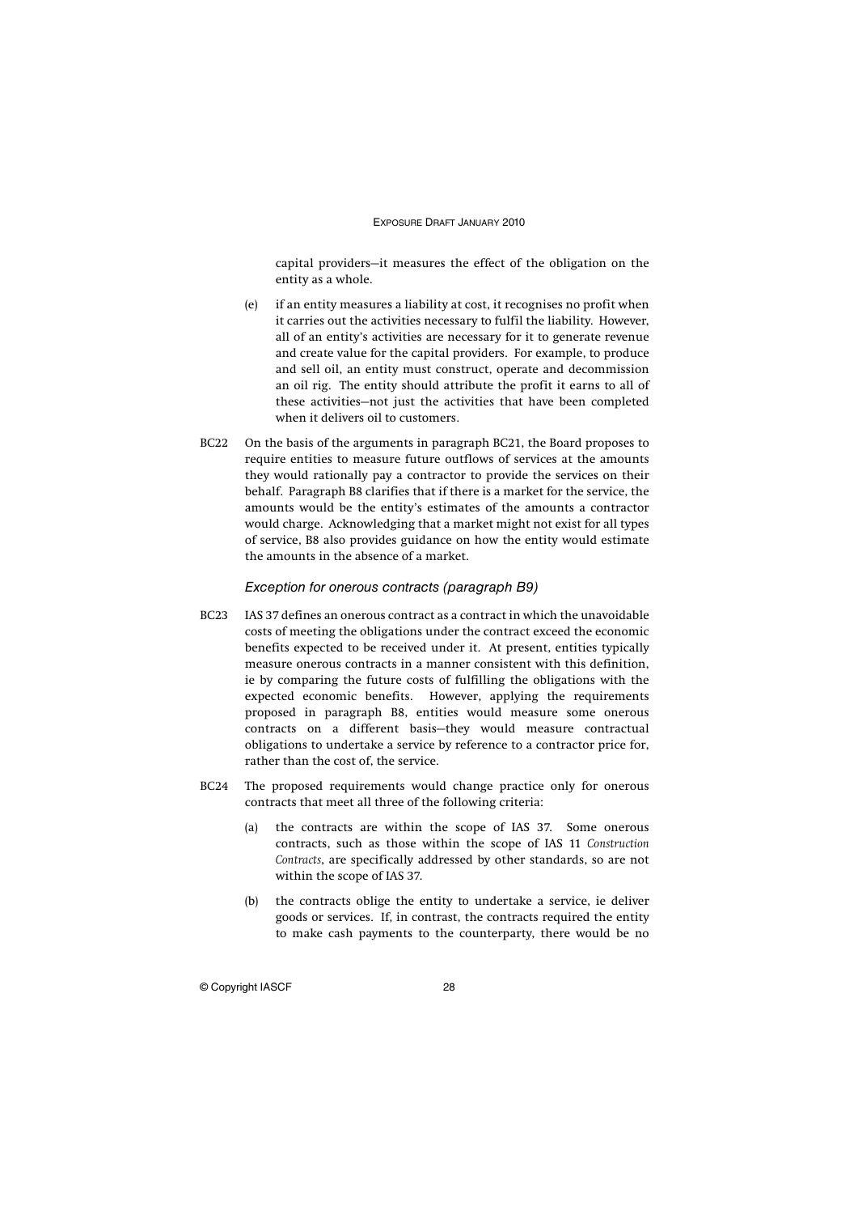capital providers—it measures the effect of the obligation on the entity as a whole.

(e) if an entity measures a liability at cost, it recognises no profit when it carries out the activities necessary to fulfil the liability. However, all of an entity's activities are necessary for it to generate revenue and create value for the capital providers. For example, to produce and sell oil, an entity must construct, operate and decommission an oil rig. The entity should attribute the profit it earns to all of these activities—not just the activities that have been completed when it delivers oil to customers.

BC22 On the basis of the arguments in paragraph BC21, the Board proposes to require entities to measure future outflows of services at the amounts they would rationally pay a contractor to provide the services on their behalf. Paragraph B8 clarifies that if there is a market for the service, the amounts would be the entity's estimates of the amounts a contractor would charge. Acknowledging that a market might not exist for all types of service, B8 also provides guidance on how the entity would estimate the amounts in the absence of a market.

### *Exception for onerous contracts (paragraph B9)*

BC23 IAS 37 defines an onerous contract as a contract in which the unavoidable costs of meeting the obligations under the contract exceed the economic benefits expected to be received under it. At present, entities typically measure onerous contracts in a manner consistent with this definition, ie by comparing the future costs of fulfilling the obligations with the expected economic benefits. However, applying the requirements proposed in paragraph B8, entities would measure some onerous contracts on a different basis—they would measure contractual obligations to undertake a service by reference to a contractor price for, rather than the cost of, the service.

BC24 The proposed requirements would change practice only for onerous contracts that meet all three of the following criteria:

(a) the contracts are within the scope of IAS 37. Some onerous contracts, such as those within the scope of IAS 11 *Construction Contracts*, are specifically addressed by other standards, so are not within the scope of IAS 37.

(b) the contracts oblige the entity to undertake a service, ie deliver goods or services. If, in contrast, the contracts required the entity to make cash payments to the counterparty, there would be no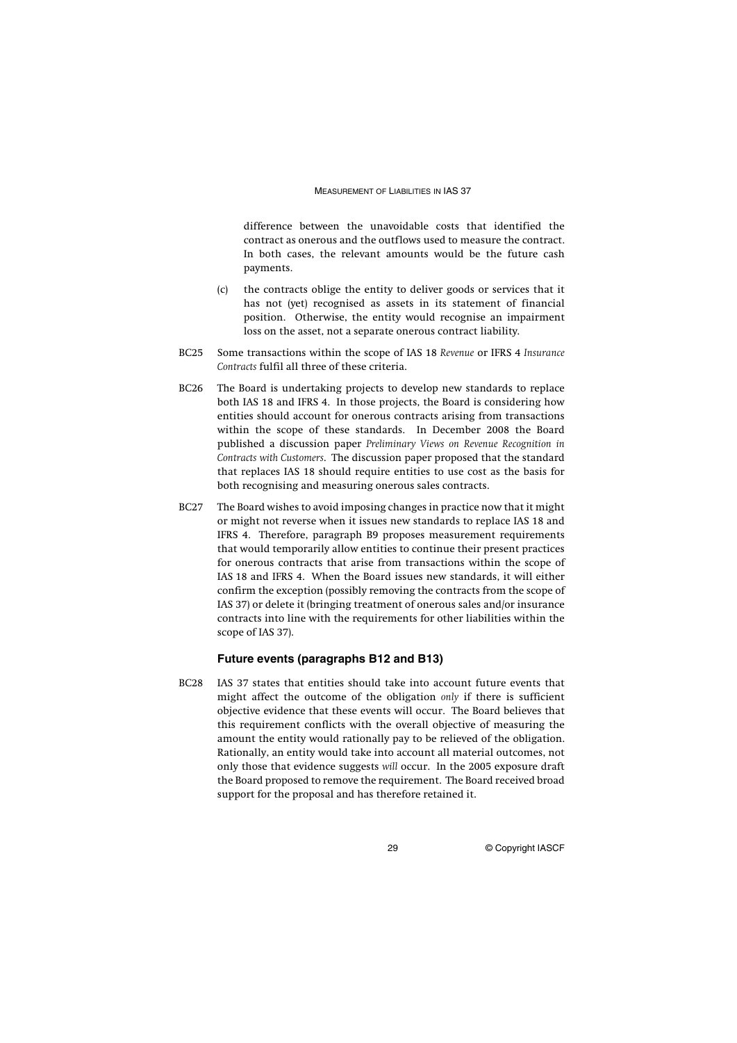difference between the unavoidable costs that identified the contract as onerous and the outflows used to measure the contract. In both cases, the relevant amounts would be the future cash payments.

(c) the contracts oblige the entity to deliver goods or services that it has not (yet) recognised as assets in its statement of financial position. Otherwise, the entity would recognise an impairment loss on the asset, not a separate onerous contract liability.

BC25 Some transactions within the scope of IAS 18 *Revenue* or IFRS 4 *Insurance Contracts* fulfil all three of these criteria.

BC26 The Board is undertaking projects to develop new standards to replace both IAS 18 and IFRS 4. In those projects, the Board is considering how entities should account for onerous contracts arising from transactions within the scope of these standards. In December 2008 the Board published a discussion paper *Preliminary Views on Revenue Recognition in Contracts with Customers*. The discussion paper proposed that the standard that replaces IAS 18 should require entities to use cost as the basis for both recognising and measuring onerous sales contracts.

BC27 The Board wishes to avoid imposing changes in practice now that it might or might not reverse when it issues new standards to replace IAS 18 and IFRS 4. Therefore, paragraph B9 proposes measurement requirements that would temporarily allow entities to continue their present practices for onerous contracts that arise from transactions within the scope of IAS 18 and IFRS 4. When the Board issues new standards, it will either confirm the exception (possibly removing the contracts from the scope of IAS 37) or delete it (bringing treatment of onerous sales and/or insurance contracts into line with the requirements for other liabilities within the scope of IAS 37).

### Future events (paragraphs B12 and B13)

BC28 IAS 37 states that entities should take into account future events that might affect the outcome of the obligation *only* if there is sufficient objective evidence that these events will occur. The Board believes that this requirement conflicts with the overall objective of measuring the amount the entity would rationally pay to be relieved of the obligation. Rationally, an entity would take into account all material outcomes, not only those that evidence suggests *will* occur. In the 2005 exposure draft the Board proposed to remove the requirement. The Board received broad support for the proposal and has therefore retained it.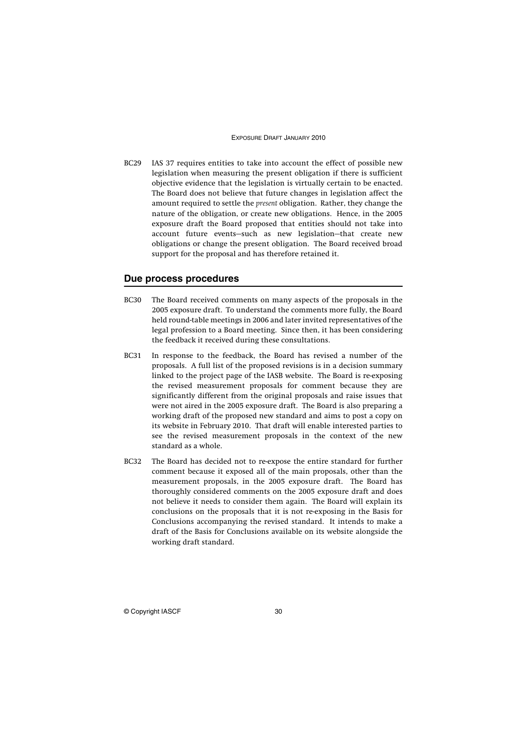BC29 IAS 37 requires entities to take into account the effect of possible new legislation when measuring the present obligation if there is sufficient objective evidence that the legislation is virtually certain to be enacted. The Board does not believe that future changes in legislation affect the amount required to settle the *present* obligation. Rather, they change the nature of the obligation, or create new obligations. Hence, in the 2005 exposure draft the Board proposed that entities should not take into account future events—such as new legislation—that create new obligations or change the present obligation. The Board received broad support for the proposal and has therefore retained it.

## Due process procedures

BC30 The Board received comments on many aspects of the proposals in the 2005 exposure draft. To understand the comments more fully, the Board held round-table meetings in 2006 and later invited representatives of the legal profession to a Board meeting. Since then, it has been considering the feedback it received during these consultations.

BC31 In response to the feedback, the Board has revised a number of the proposals. A full list of the proposed revisions is in a decision summary linked to the project page of the IASB website. The Board is re-exposing the revised measurement proposals for comment because they are significantly different from the original proposals and raise issues that were not aired in the 2005 exposure draft. The Board is also preparing a working draft of the proposed new standard and aims to post a copy on its website in February 2010. That draft will enable interested parties to see the revised measurement proposals in the context of the new standard as a whole.

BC32 The Board has decided not to re-expose the entire standard for further comment because it exposed all of the main proposals, other than the measurement proposals, in the 2005 exposure draft. The Board has thoroughly considered comments on the 2005 exposure draft and does not believe it needs to consider them again. The Board will explain its conclusions on the proposals that it is not re-exposing in the Basis for Conclusions accompanying the revised standard. It intends to make a draft of the Basis for Conclusions available on its website alongside the working draft standard.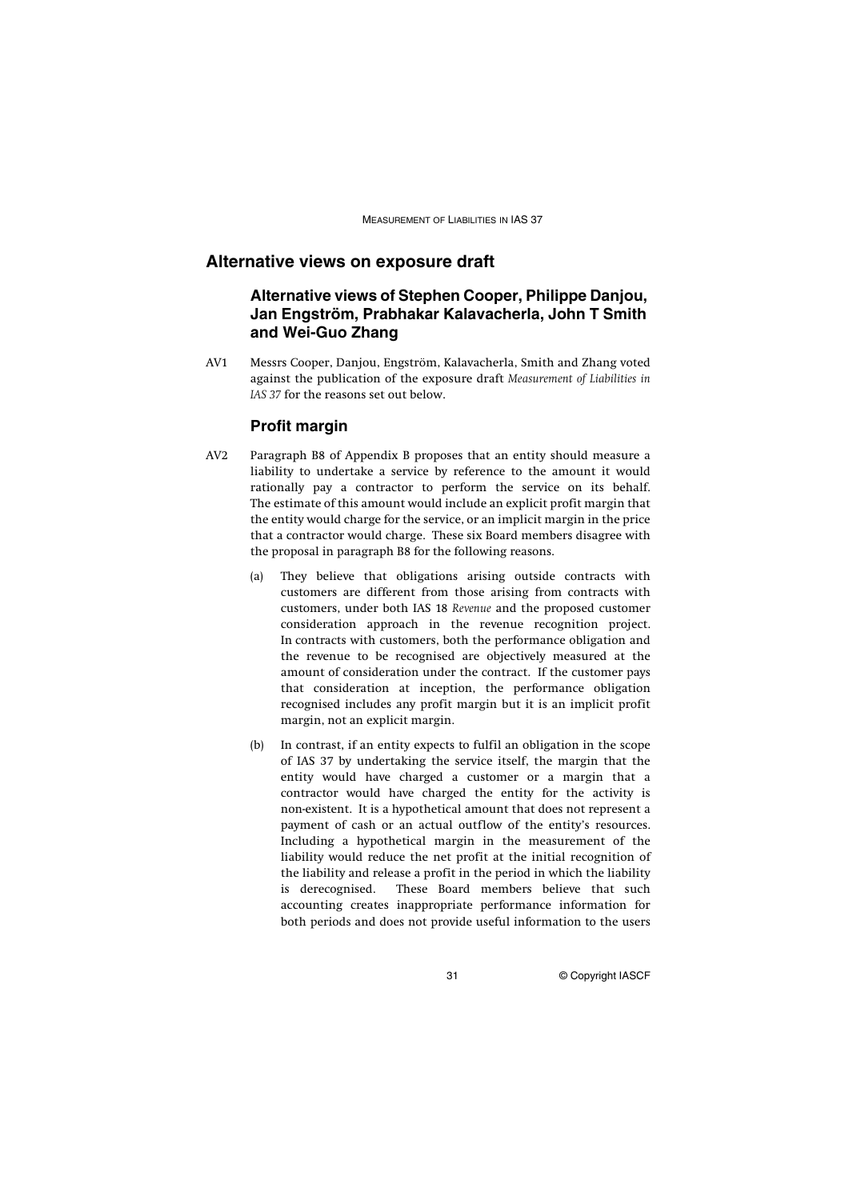## Alternative views on exposure draft

### Alternative views of Stephen Cooper, Philippe Danjou, Jan Engström, Prabhakar Kalavacherla, John T Smith and Wei-Guo Zhang

AV1 Messrs Cooper, Danjou, Engström, Kalavacherla, Smith and Zhang voted against the publication of the exposure draft *Measurement of Liabilities in IAS 37* for the reasons set out below.

### Profit margin

AV2 Paragraph B8 of Appendix B proposes that an entity should measure a liability to undertake a service by reference to the amount it would rationally pay a contractor to perform the service on its behalf. The estimate of this amount would include an explicit profit margin that the entity would charge for the service, or an implicit margin in the price that a contractor would charge. These six Board members disagree with the proposal in paragraph B8 for the following reasons.

(a) They believe that obligations arising outside contracts with customers are different from those arising from contracts with customers, under both IAS 18 *Revenue* and the proposed customer consideration approach in the revenue recognition project. In contracts with customers, both the performance obligation and the revenue to be recognised are objectively measured at the amount of consideration under the contract. If the customer pays that consideration at inception, the performance obligation recognised includes any profit margin but it is an implicit profit margin, not an explicit margin.

(b) In contrast, if an entity expects to fulfil an obligation in the scope of IAS 37 by undertaking the service itself, the margin that the entity would have charged a customer or a margin that a contractor would have charged the entity for the activity is non-existent. It is a hypothetical amount that does not represent a payment of cash or an actual outflow of the entity's resources. Including a hypothetical margin in the measurement of the liability would reduce the net profit at the initial recognition of the liability and release a profit in the period in which the liability is derecognised. These Board members believe that such accounting creates inappropriate performance information for both periods and does not provide useful information to the users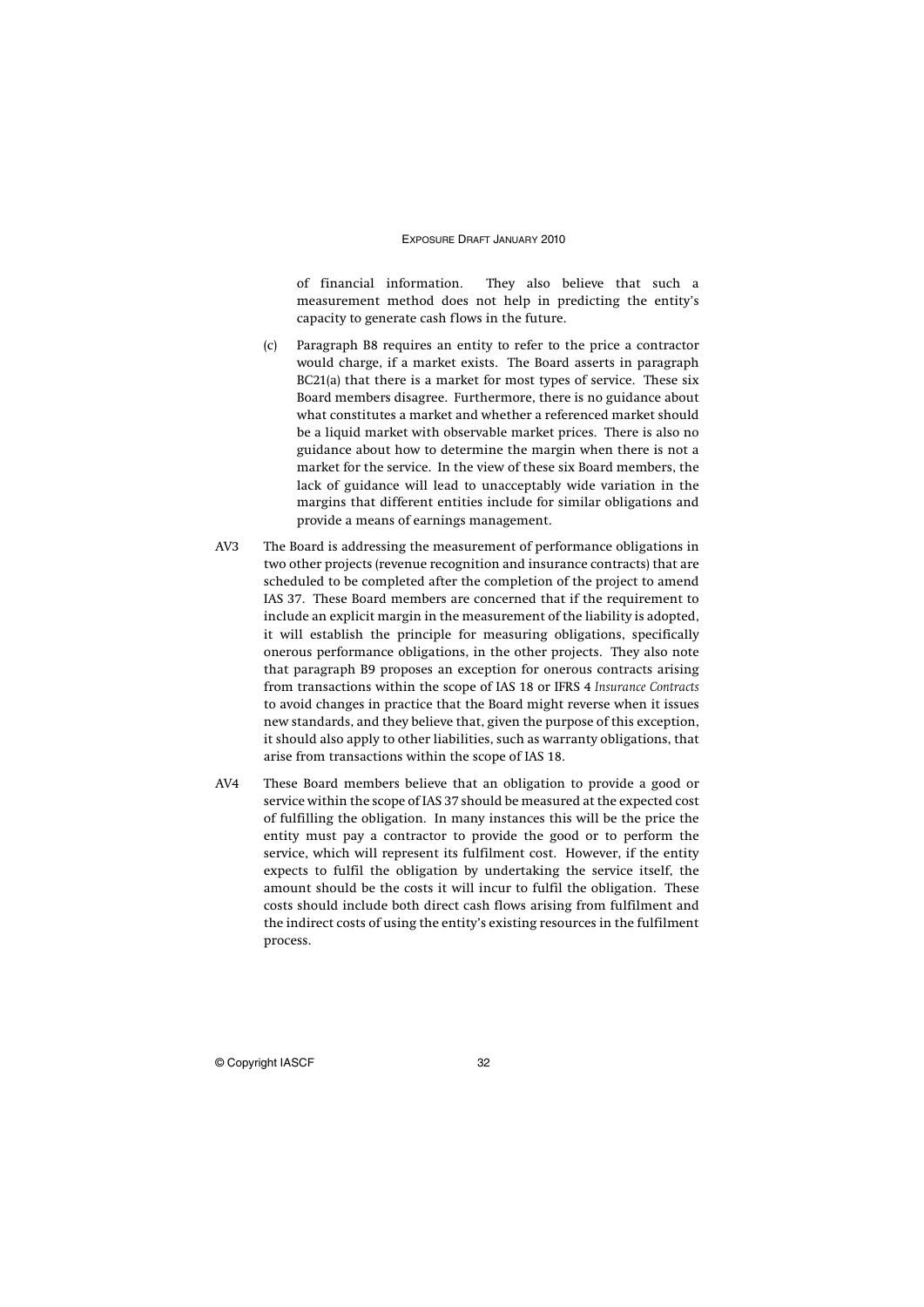of financial information. They also believe that such a measurement method does not help in predicting the entity's capacity to generate cash flows in the future.

(c) Paragraph B8 requires an entity to refer to the price a contractor would charge, if a market exists. The Board asserts in paragraph BC21(a) that there is a market for most types of service. These six Board members disagree. Furthermore, there is no guidance about what constitutes a market and whether a referenced market should be a liquid market with observable market prices. There is also no guidance about how to determine the margin when there is not a market for the service. In the view of these six Board members, the lack of guidance will lead to unacceptably wide variation in the margins that different entities include for similar obligations and provide a means of earnings management.

AV3 The Board is addressing the measurement of performance obligations in two other projects (revenue recognition and insurance contracts) that are scheduled to be completed after the completion of the project to amend IAS 37. These Board members are concerned that if the requirement to include an explicit margin in the measurement of the liability is adopted, it will establish the principle for measuring obligations, specifically onerous performance obligations, in the other projects. They also note that paragraph B9 proposes an exception for onerous contracts arising from transactions within the scope of IAS 18 or IFRS 4 *Insurance Contracts* to avoid changes in practice that the Board might reverse when it issues new standards, and they believe that, given the purpose of this exception, it should also apply to other liabilities, such as warranty obligations, that arise from transactions within the scope of IAS 18.

AV4 These Board members believe that an obligation to provide a good or service within the scope of IAS 37 should be measured at the expected cost of fulfilling the obligation. In many instances this will be the price the entity must pay a contractor to provide the good or to perform the service, which will represent its fulfilment cost. However, if the entity expects to fulfil the obligation by undertaking the service itself, the amount should be the costs it will incur to fulfil the obligation. These costs should include both direct cash flows arising from fulfilment and the indirect costs of using the entity's existing resources in the fulfilment process.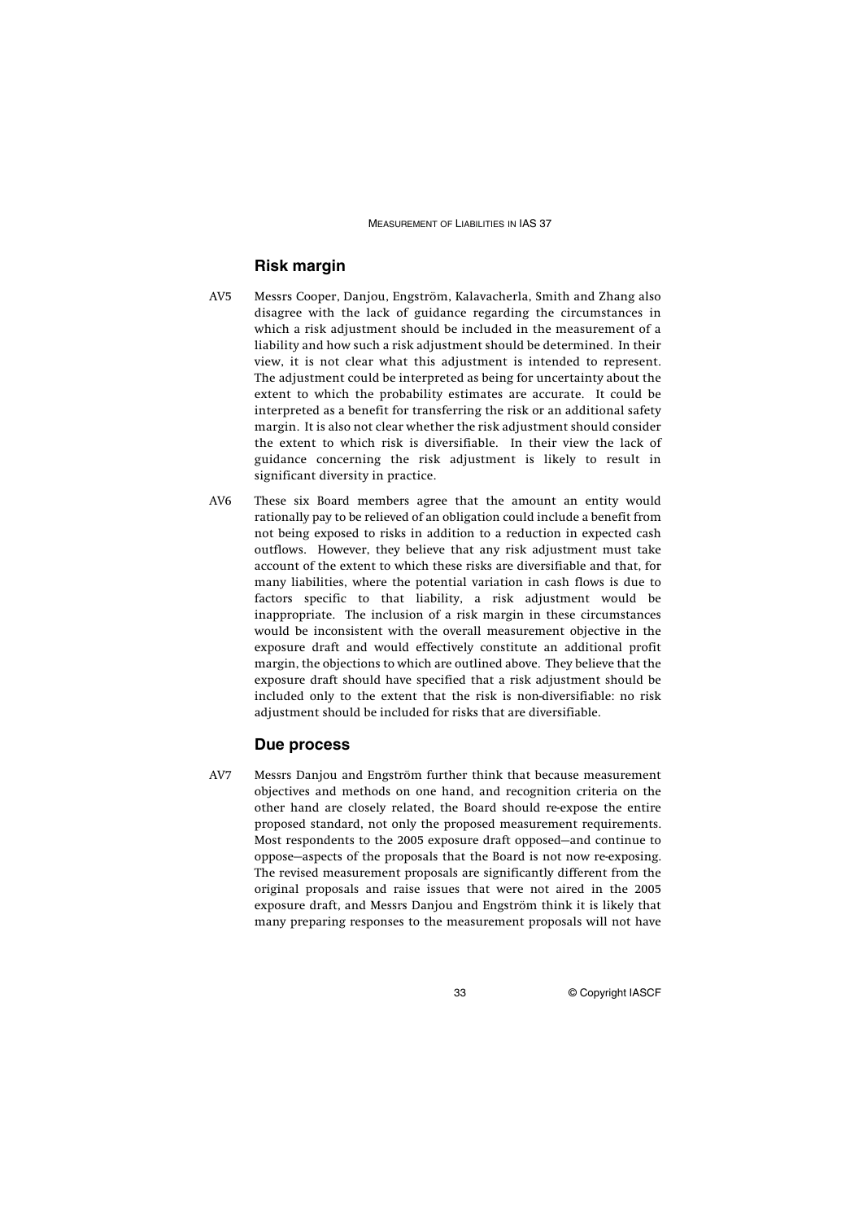## Risk margin

AV5 Messrs Cooper, Danjou, Engström, Kalavacherla, Smith and Zhang also disagree with the lack of guidance regarding the circumstances in which a risk adjustment should be included in the measurement of a liability and how such a risk adjustment should be determined. In their view, it is not clear what this adjustment is intended to represent. The adjustment could be interpreted as being for uncertainty about the extent to which the probability estimates are accurate. It could be interpreted as a benefit for transferring the risk or an additional safety margin. It is also not clear whether the risk adjustment should consider the extent to which risk is diversifiable. In their view the lack of guidance concerning the risk adjustment is likely to result in significant diversity in practice.

AV6 These six Board members agree that the amount an entity would rationally pay to be relieved of an obligation could include a benefit from not being exposed to risks in addition to a reduction in expected cash outflows. However, they believe that any risk adjustment must take account of the extent to which these risks are diversifiable and that, for many liabilities, where the potential variation in cash flows is due to factors specific to that liability, a risk adjustment would be inappropriate. The inclusion of a risk margin in these circumstances would be inconsistent with the overall measurement objective in the exposure draft and would effectively constitute an additional profit margin, the objections to which are outlined above. They believe that the exposure draft should have specified that a risk adjustment should be included only to the extent that the risk is non-diversifiable: no risk adjustment should be included for risks that are diversifiable.

## Due process

AV7 Messrs Danjou and Engström further think that because measurement objectives and methods on one hand, and recognition criteria on the other hand are closely related, the Board should re-expose the entire proposed standard, not only the proposed measurement requirements. Most respondents to the 2005 exposure draft opposed—and continue to oppose—aspects of the proposals that the Board is not now re-exposing. The revised measurement proposals are significantly different from the original proposals and raise issues that were not aired in the 2005 exposure draft, and Messrs Danjou and Engström think it is likely that many preparing responses to the measurement proposals will not have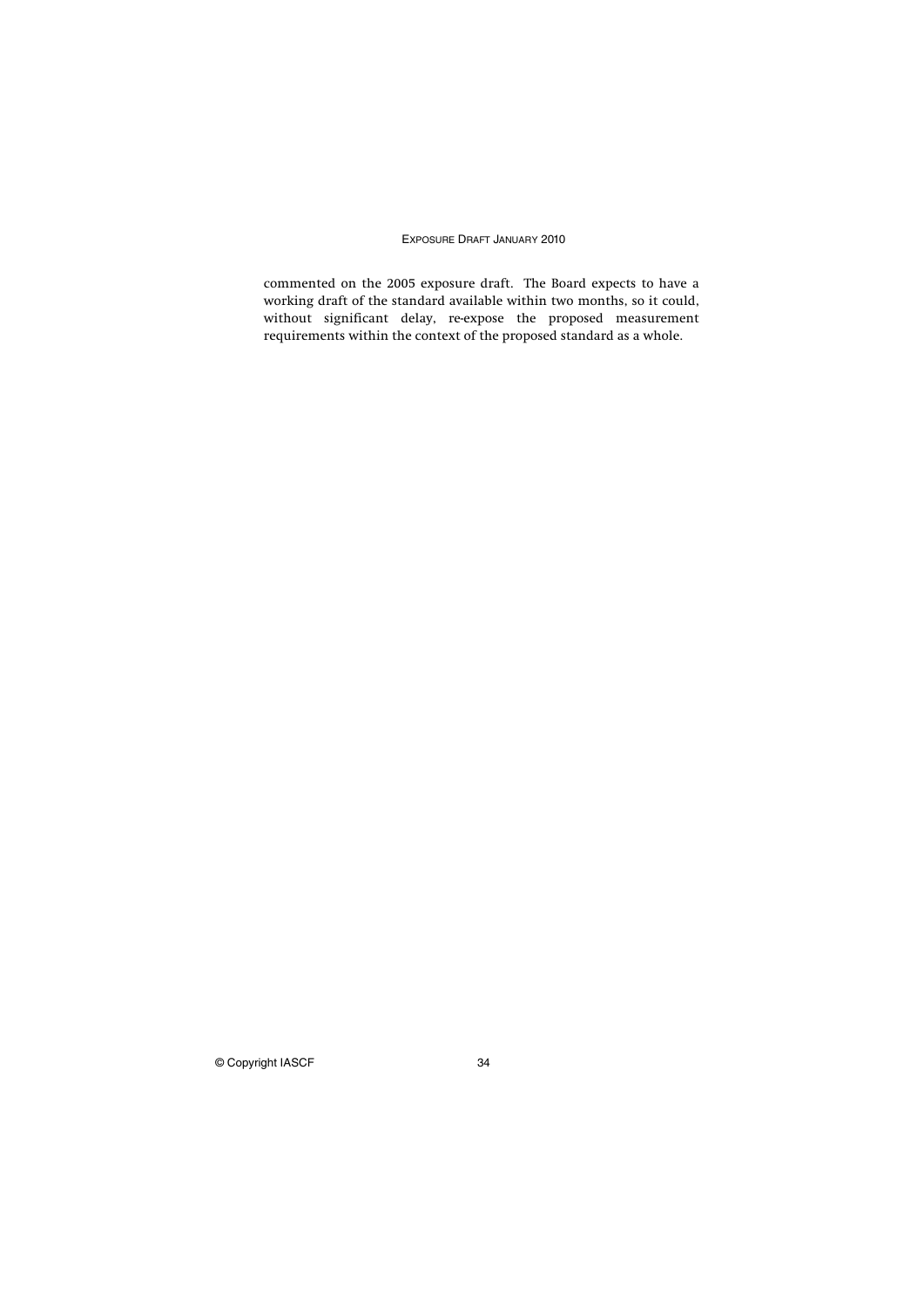commented on the 2005 exposure draft. The Board expects to have a working draft of the standard available within two months, so it could, without significant delay, re-expose the proposed measurement requirements within the context of the proposed standard as a whole.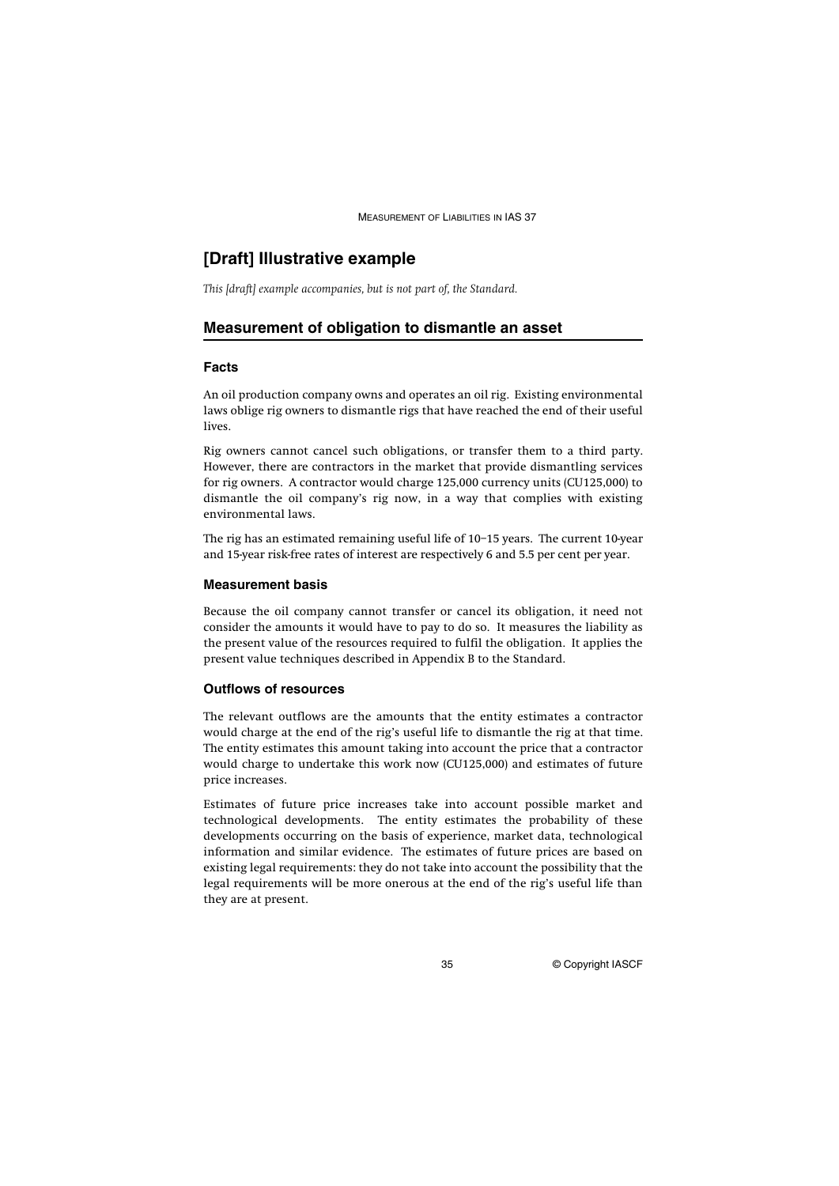## [Draft] Illustrative example

*This [draft] example accompanies, but is not part of, the Standard.*

### Measurement of obligation to dismantle an asset

#### Facts

An oil production company owns and operates an oil rig. Existing environmental laws oblige rig owners to dismantle rigs that have reached the end of their useful lives.

Rig owners cannot cancel such obligations, or transfer them to a third party. However, there are contractors in the market that provide dismantling services for rig owners. A contractor would charge 125,000 currency units (CU125,000) to dismantle the oil company's rig now, in a way that complies with existing environmental laws.

The rig has an estimated remaining useful life of 10–15 years. The current 10-year and 15-year risk-free rates of interest are respectively 6 and 5.5 per cent per year.

#### Measurement basis

Because the oil company cannot transfer or cancel its obligation, it need not consider the amounts it would have to pay to do so. It measures the liability as the present value of the resources required to fulfil the obligation. It applies the present value techniques described in Appendix B to the Standard.

#### Outflows of resources

The relevant outflows are the amounts that the entity estimates a contractor would charge at the end of the rig's useful life to dismantle the rig at that time. The entity estimates this amount taking into account the price that a contractor would charge to undertake this work now (CU125,000) and estimates of future price increases.

Estimates of future price increases take into account possible market and technological developments. The entity estimates the probability of these developments occurring on the basis of experience, market data, technological information and similar evidence. The estimates of future prices are based on existing legal requirements: they do not take into account the possibility that the legal requirements will be more onerous at the end of the rig's useful life than they are at present.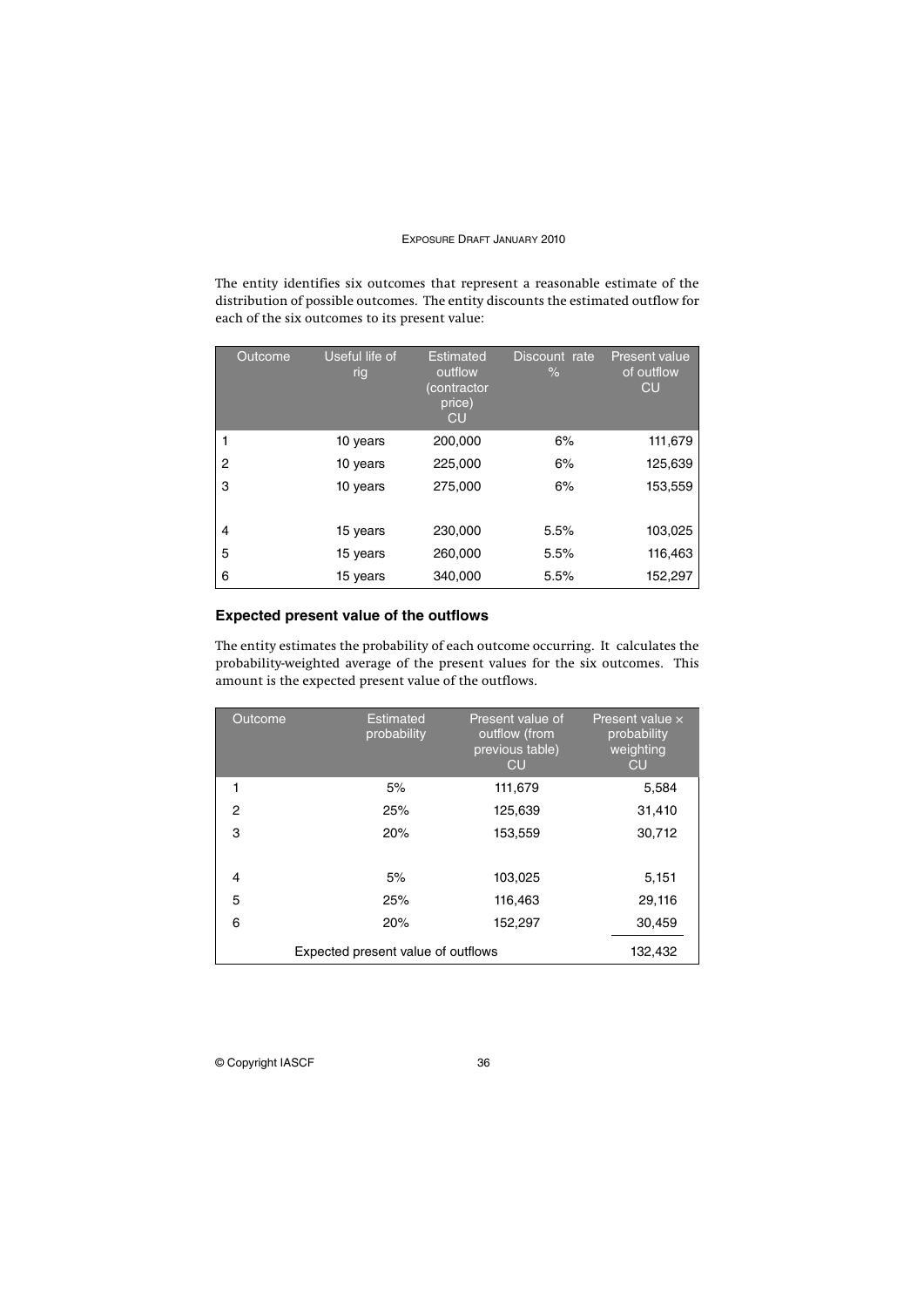The entity identifies six outcomes that represent a reasonable estimate of the distribution of possible outcomes. The entity discounts the estimated outflow for each of the six outcomes to its present value:

| Outcome | Useful life of rig | Estimated outflow (contractor price) CU | Discount rate % | Present value of outflow CU |
|---|---|---|---|---|
| 1 | 10 years | 200,000 | 6% | 111,679 |
| 2 | 10 years | 225,000 | 6% | 125,639 |
| 3 | 10 years | 275,000 | 6% | 153,559 |
| 4 | 15 years | 230,000 | 5.5% | 103,025 |
| 5 | 15 years | 260,000 | 5.5% | 116,463 |
| 6 | 15 years | 340,000 | 5.5% | 152,297 |

### Expected present value of the outflows

The entity estimates the probability of each outcome occurring. It calculates the probability-weighted average of the present values for the six outcomes. This amount is the expected present value of the outflows.

| Outcome | Estimated probability | Present value of outflow (from previous table) CU | Present value × probability weighting CU |
|---|---|---|---|
| 1 | 5% | 111,679 | 5,584 |
| 2 | 25% | 125,639 | 31,410 |
| 3 | 20% | 153,559 | 30,712 |
| 4 | 5% | 103,025 | 5,151 |
| 5 | 25% | 116,463 | 29,116 |
| 6 | 20% | 152,297 | 30,459 |
| Expected present value of outflows | | | 132,432 |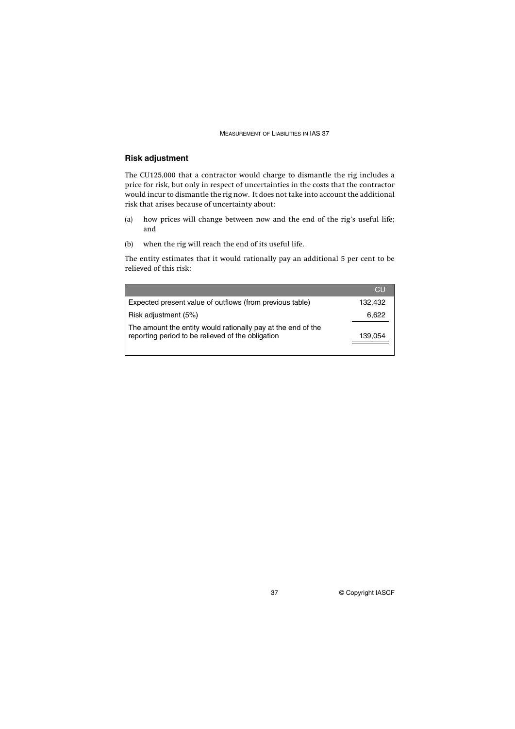### Risk adjustment

The CU125,000 that a contractor would charge to dismantle the rig includes a price for risk, but only in respect of uncertainties in the costs that the contractor would incur to dismantle the rig now. It does not take into account the additional risk that arises because of uncertainty about:

(a) how prices will change between now and the end of the rig's useful life; and

(b) when the rig will reach the end of its useful life.

The entity estimates that it would rationally pay an additional 5 per cent to be relieved of this risk:

| | CU |
|---|---|
| Expected present value of outflows (from previous table) | 132,432 |
| Risk adjustment (5%) | 6,622 |
| The amount the entity would rationally pay at the end of the reporting period to be relieved of the obligation | 139,054 |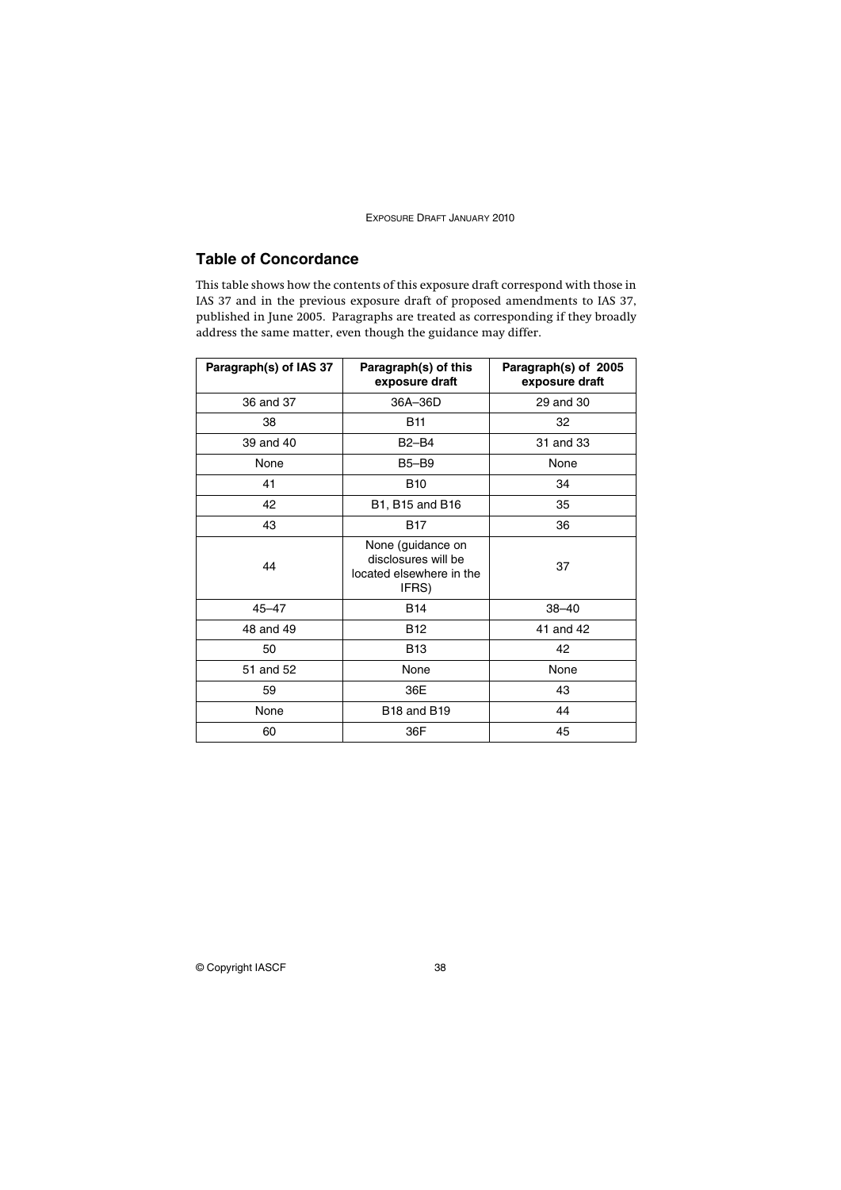## Table of Concordance

This table shows how the contents of this exposure draft correspond with those in IAS 37 and in the previous exposure draft of proposed amendments to IAS 37, published in June 2005. Paragraphs are treated as corresponding if they broadly address the same matter, even though the guidance may differ.

| Paragraph(s) of IAS 37 | Paragraph(s) of this exposure draft | Paragraph(s) of 2005 exposure draft |
|---|---|---|
| 36 and 37 | 36A–36D | 29 and 30 |
| 38 | B11 | 32 |
| 39 and 40 | B2–B4 | 31 and 33 |
| None | B5–B9 | None |
| 41 | B10 | 34 |
| 42 | B1, B15 and B16 | 35 |
| 43 | B17 | 36 |
| 44 | None (guidance on disclosures will be located elsewhere in the IFRS) | 37 |
| 45–47 | B14 | 38–40 |
| 48 and 49 | B12 | 41 and 42 |
| 50 | B13 | 42 |
| 51 and 52 | None | None |
| 59 | 36E | 43 |
| None | B18 and B19 | 44 |
| 60 | 36F | 45 |